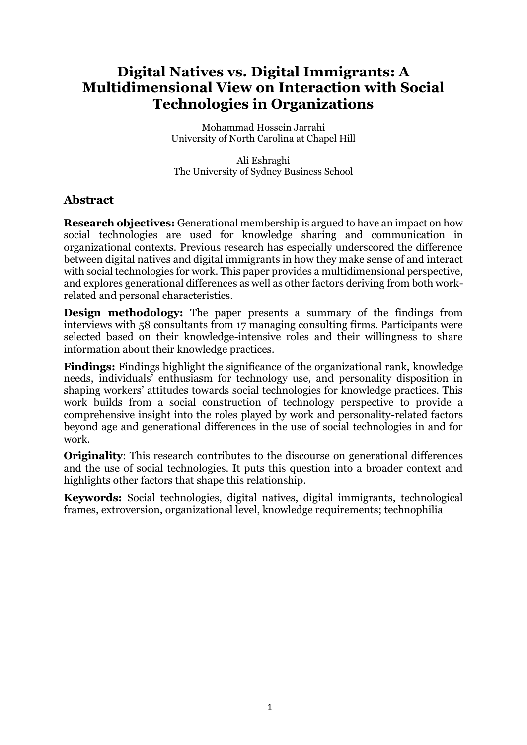# Digital Natives vs. Digital Immigrants: A Multidimensional View on Interaction with Social Technologies in Organizations

Mohammad Hossein Jarrahi
University of North Carolina at Chapel Hill

Ali Eshraghi
The University of Sydney Business School

## Abstract

**Research objectives:** Generational membership is argued to have an impact on how social technologies are used for knowledge sharing and communication in organizational contexts. Previous research has especially underscored the difference between digital natives and digital immigrants in how they make sense of and interact with social technologies for work. This paper provides a multidimensional perspective, and explores generational differences as well as other factors deriving from both work-related and personal characteristics.

**Design methodology:** The paper presents a summary of the findings from interviews with 58 consultants from 17 managing consulting firms. Participants were selected based on their knowledge-intensive roles and their willingness to share information about their knowledge practices.

**Findings:** Findings highlight the significance of the organizational rank, knowledge needs, individuals' enthusiasm for technology use, and personality disposition in shaping workers' attitudes towards social technologies for knowledge practices. This work builds from a social construction of technology perspective to provide a comprehensive insight into the roles played by work and personality-related factors beyond age and generational differences in the use of social technologies in and for work.

**Originality**: This research contributes to the discourse on generational differences and the use of social technologies. It puts this question into a broader context and highlights other factors that shape this relationship.

**Keywords:** Social technologies, digital natives, digital immigrants, technological frames, extroversion, organizational level, knowledge requirements; technophilia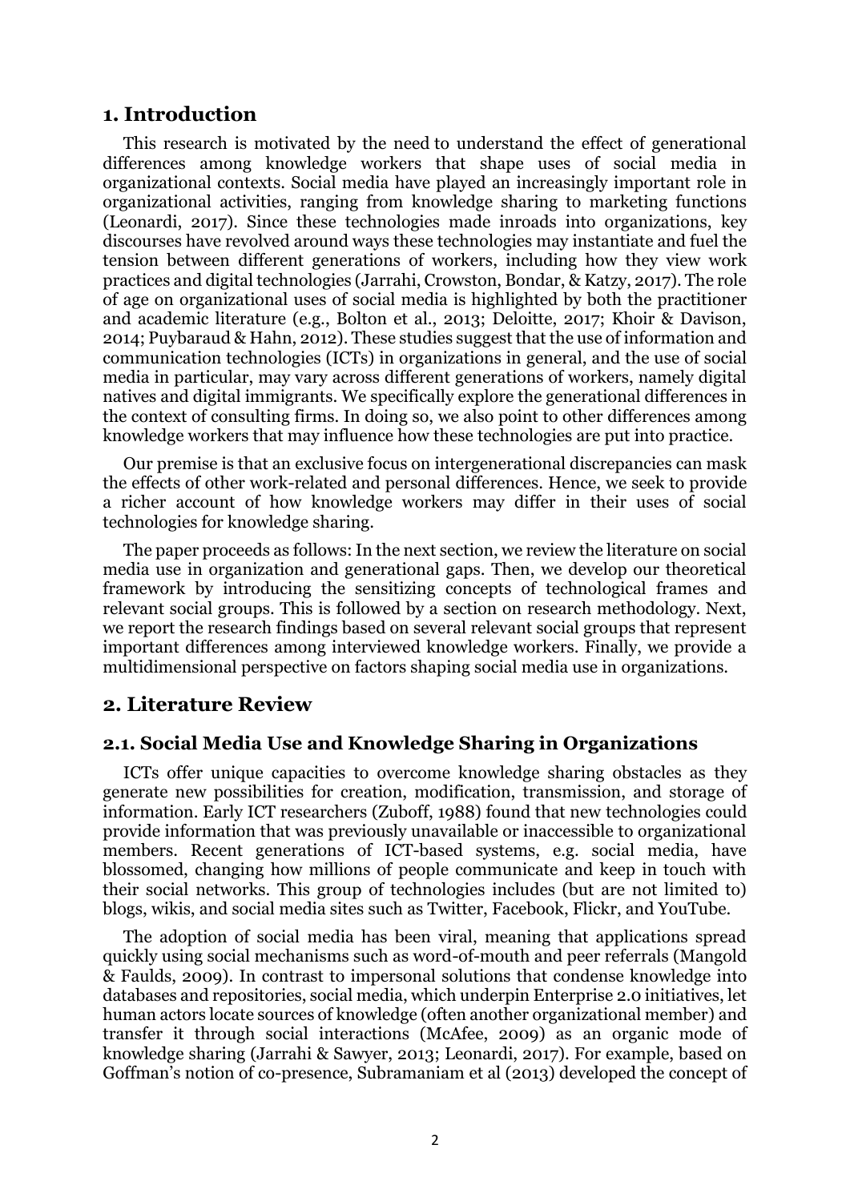## 1. Introduction

This research is motivated by the need to understand the effect of generational differences among knowledge workers that shape uses of social media in organizational contexts. Social media have played an increasingly important role in organizational activities, ranging from knowledge sharing to marketing functions (Leonardi, 2017). Since these technologies made inroads into organizations, key discourses have revolved around ways these technologies may instantiate and fuel the tension between different generations of workers, including how they view work practices and digital technologies (Jarrahi, Crowston, Bondar, & Katzy, 2017). The role of age on organizational uses of social media is highlighted by both the practitioner and academic literature (e.g., Bolton et al., 2013; Deloitte, 2017; Khoir & Davison, 2014; Puybaraud & Hahn, 2012). These studies suggest that the use of information and communication technologies (ICTs) in organizations in general, and the use of social media in particular, may vary across different generations of workers, namely digital natives and digital immigrants. We specifically explore the generational differences in the context of consulting firms. In doing so, we also point to other differences among knowledge workers that may influence how these technologies are put into practice.

Our premise is that an exclusive focus on intergenerational discrepancies can mask the effects of other work-related and personal differences. Hence, we seek to provide a richer account of how knowledge workers may differ in their uses of social technologies for knowledge sharing.

The paper proceeds as follows: In the next section, we review the literature on social media use in organization and generational gaps. Then, we develop our theoretical framework by introducing the sensitizing concepts of technological frames and relevant social groups. This is followed by a section on research methodology. Next, we report the research findings based on several relevant social groups that represent important differences among interviewed knowledge workers. Finally, we provide a multidimensional perspective on factors shaping social media use in organizations.

## 2. Literature Review

### 2.1. Social Media Use and Knowledge Sharing in Organizations

ICTs offer unique capacities to overcome knowledge sharing obstacles as they generate new possibilities for creation, modification, transmission, and storage of information. Early ICT researchers (Zuboff, 1988) found that new technologies could provide information that was previously unavailable or inaccessible to organizational members. Recent generations of ICT-based systems, e.g. social media, have blossomed, changing how millions of people communicate and keep in touch with their social networks. This group of technologies includes (but are not limited to) blogs, wikis, and social media sites such as Twitter, Facebook, Flickr, and YouTube.

The adoption of social media has been viral, meaning that applications spread quickly using social mechanisms such as word-of-mouth and peer referrals (Mangold & Faulds, 2009). In contrast to impersonal solutions that condense knowledge into databases and repositories, social media, which underpin Enterprise 2.0 initiatives, let human actors locate sources of knowledge (often another organizational member) and transfer it through social interactions (McAfee, 2009) as an organic mode of knowledge sharing (Jarrahi & Sawyer, 2013; Leonardi, 2017). For example, based on Goffman's notion of co-presence, Subramaniam et al (2013) developed the concept of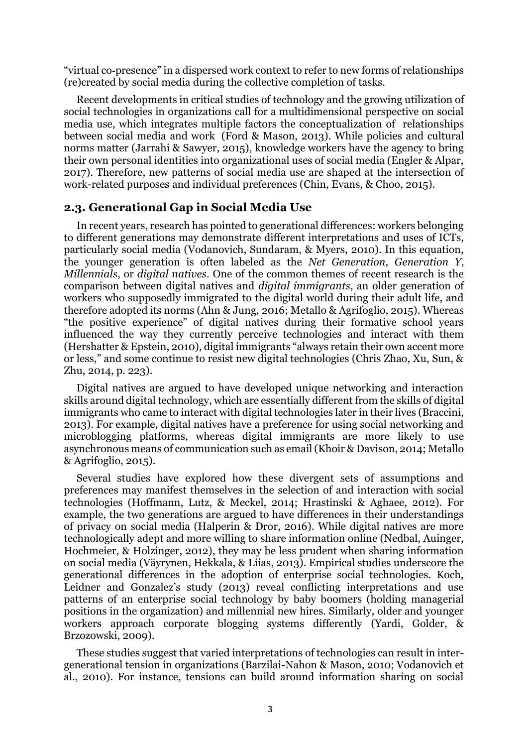"virtual co-presence" in a dispersed work context to refer to new forms of relationships (re)created by social media during the collective completion of tasks.

Recent developments in critical studies of technology and the growing utilization of social technologies in organizations call for a multidimensional perspective on social media use, which integrates multiple factors the conceptualization of relationships between social media and work (Ford & Mason, 2013). While policies and cultural norms matter (Jarrahi & Sawyer, 2015), knowledge workers have the agency to bring their own personal identities into organizational uses of social media (Engler & Alpar, 2017). Therefore, new patterns of social media use are shaped at the intersection of work-related purposes and individual preferences (Chin, Evans, & Choo, 2015).

## 2.3. Generational Gap in Social Media Use

In recent years, research has pointed to generational differences: workers belonging to different generations may demonstrate different interpretations and uses of ICTs, particularly social media (Vodanovich, Sundaram, & Myers, 2010). In this equation, the younger generation is often labeled as the *Net Generation*, *Generation Y*, *Millennials*, or *digital natives*. One of the common themes of recent research is the comparison between digital natives and *digital immigrants*, an older generation of workers who supposedly immigrated to the digital world during their adult life, and therefore adopted its norms (Ahn & Jung, 2016; Metallo & Agrifoglio, 2015). Whereas "the positive experience" of digital natives during their formative school years influenced the way they currently perceive technologies and interact with them (Hershatter & Epstein, 2010), digital immigrants "always retain their own accent more or less," and some continue to resist new digital technologies (Chris Zhao, Xu, Sun, & Zhu, 2014, p. 223).

Digital natives are argued to have developed unique networking and interaction skills around digital technology, which are essentially different from the skills of digital immigrants who came to interact with digital technologies later in their lives (Braccini, 2013). For example, digital natives have a preference for using social networking and microblogging platforms, whereas digital immigrants are more likely to use asynchronous means of communication such as email (Khoir & Davison, 2014; Metallo & Agrifoglio, 2015).

Several studies have explored how these divergent sets of assumptions and preferences may manifest themselves in the selection of and interaction with social technologies (Hoffmann, Lutz, & Meckel, 2014; Hrastinski & Aghaee, 2012). For example, the two generations are argued to have differences in their understandings of privacy on social media (Halperin & Dror, 2016). While digital natives are more technologically adept and more willing to share information online (Nedbal, Auinger, Hochmeier, & Holzinger, 2012), they may be less prudent when sharing information on social media (Väyrynen, Hekkala, & Liias, 2013). Empirical studies underscore the generational differences in the adoption of enterprise social technologies. Koch, Leidner and Gonzalez's study (2013) reveal conflicting interpretations and use patterns of an enterprise social technology by baby boomers (holding managerial positions in the organization) and millennial new hires. Similarly, older and younger workers approach corporate blogging systems differently (Yardi, Golder, & Brzozowski, 2009).

These studies suggest that varied interpretations of technologies can result in inter-generational tension in organizations (Barzilai-Nahon & Mason, 2010; Vodanovich et al., 2010). For instance, tensions can build around information sharing on social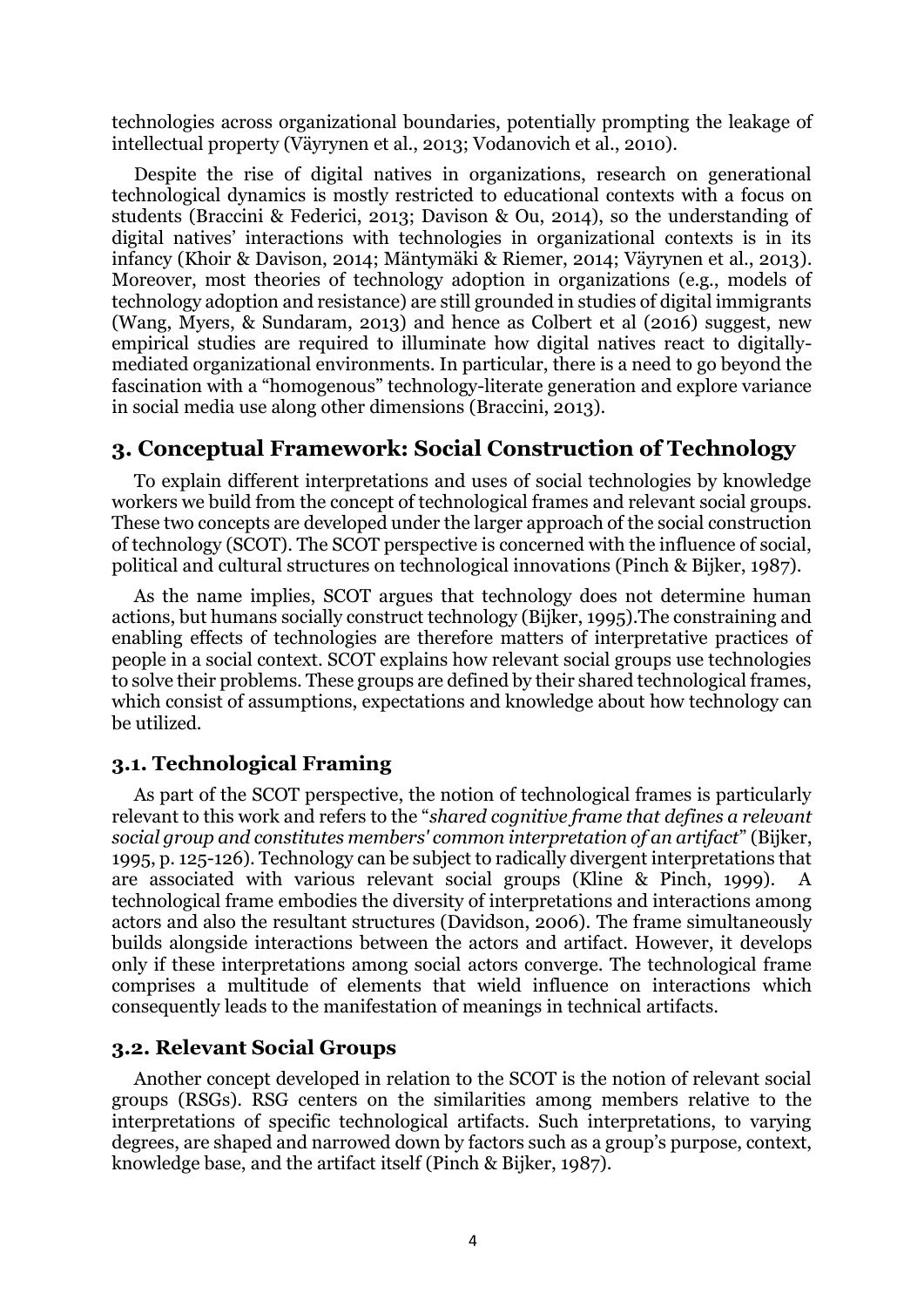technologies across organizational boundaries, potentially prompting the leakage of intellectual property (Väyrynen et al., 2013; Vodanovich et al., 2010).

Despite the rise of digital natives in organizations, research on generational technological dynamics is mostly restricted to educational contexts with a focus on students (Braccini & Federici, 2013; Davison & Ou, 2014), so the understanding of digital natives' interactions with technologies in organizational contexts is in its infancy (Khoir & Davison, 2014; Mäntymäki & Riemer, 2014; Väyrynen et al., 2013). Moreover, most theories of technology adoption in organizations (e.g., models of technology adoption and resistance) are still grounded in studies of digital immigrants (Wang, Myers, & Sundaram, 2013) and hence as Colbert et al (2016) suggest, new empirical studies are required to illuminate how digital natives react to digitally-mediated organizational environments. In particular, there is a need to go beyond the fascination with a "homogenous" technology-literate generation and explore variance in social media use along other dimensions (Braccini, 2013).

## 3. Conceptual Framework: Social Construction of Technology

To explain different interpretations and uses of social technologies by knowledge workers we build from the concept of technological frames and relevant social groups. These two concepts are developed under the larger approach of the social construction of technology (SCOT). The SCOT perspective is concerned with the influence of social, political and cultural structures on technological innovations (Pinch & Bijker, 1987).

As the name implies, SCOT argues that technology does not determine human actions, but humans socially construct technology (Bijker, 1995).The constraining and enabling effects of technologies are therefore matters of interpretative practices of people in a social context. SCOT explains how relevant social groups use technologies to solve their problems. These groups are defined by their shared technological frames, which consist of assumptions, expectations and knowledge about how technology can be utilized.

### 3.1. Technological Framing

As part of the SCOT perspective, the notion of technological frames is particularly relevant to this work and refers to the "*shared cognitive frame that defines a relevant social group and constitutes members' common interpretation of an artifact*" (Bijker, 1995, p. 125-126). Technology can be subject to radically divergent interpretations that are associated with various relevant social groups (Kline & Pinch, 1999). A technological frame embodies the diversity of interpretations and interactions among actors and also the resultant structures (Davidson, 2006). The frame simultaneously builds alongside interactions between the actors and artifact. However, it develops only if these interpretations among social actors converge. The technological frame comprises a multitude of elements that wield influence on interactions which consequently leads to the manifestation of meanings in technical artifacts.

### 3.2. Relevant Social Groups

Another concept developed in relation to the SCOT is the notion of relevant social groups (RSGs). RSG centers on the similarities among members relative to the interpretations of specific technological artifacts. Such interpretations, to varying degrees, are shaped and narrowed down by factors such as a group's purpose, context, knowledge base, and the artifact itself (Pinch & Bijker, 1987).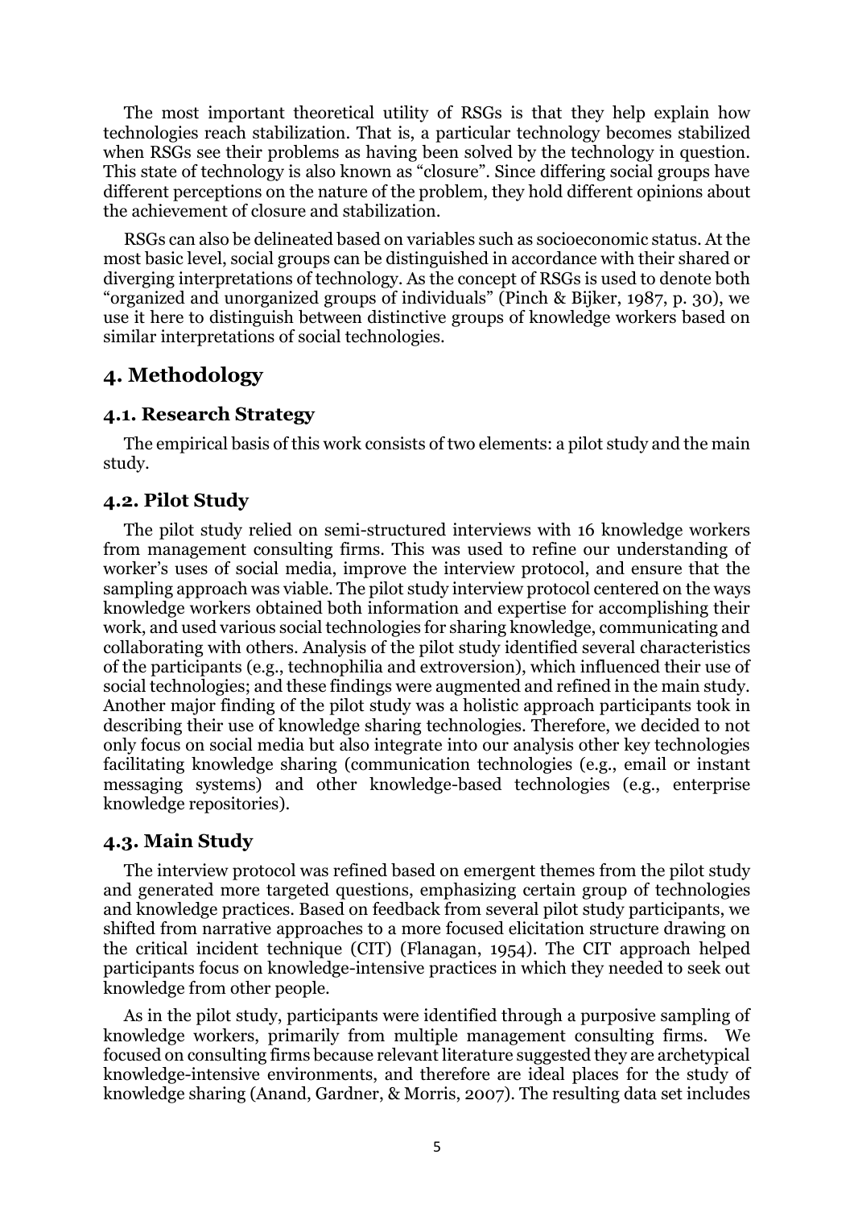The most important theoretical utility of RSGs is that they help explain how technologies reach stabilization. That is, a particular technology becomes stabilized when RSGs see their problems as having been solved by the technology in question. This state of technology is also known as "closure". Since differing social groups have different perceptions on the nature of the problem, they hold different opinions about the achievement of closure and stabilization.

RSGs can also be delineated based on variables such as socioeconomic status. At the most basic level, social groups can be distinguished in accordance with their shared or diverging interpretations of technology. As the concept of RSGs is used to denote both "organized and unorganized groups of individuals" (Pinch & Bijker, 1987, p. 30), we use it here to distinguish between distinctive groups of knowledge workers based on similar interpretations of social technologies.

## 4. Methodology

### 4.1. Research Strategy

The empirical basis of this work consists of two elements: a pilot study and the main study.

### 4.2. Pilot Study

The pilot study relied on semi-structured interviews with 16 knowledge workers from management consulting firms. This was used to refine our understanding of worker's uses of social media, improve the interview protocol, and ensure that the sampling approach was viable. The pilot study interview protocol centered on the ways knowledge workers obtained both information and expertise for accomplishing their work, and used various social technologies for sharing knowledge, communicating and collaborating with others. Analysis of the pilot study identified several characteristics of the participants (e.g., technophilia and extroversion), which influenced their use of social technologies; and these findings were augmented and refined in the main study. Another major finding of the pilot study was a holistic approach participants took in describing their use of knowledge sharing technologies. Therefore, we decided to not only focus on social media but also integrate into our analysis other key technologies facilitating knowledge sharing (communication technologies (e.g., email or instant messaging systems) and other knowledge-based technologies (e.g., enterprise knowledge repositories).

### 4.3. Main Study

The interview protocol was refined based on emergent themes from the pilot study and generated more targeted questions, emphasizing certain group of technologies and knowledge practices. Based on feedback from several pilot study participants, we shifted from narrative approaches to a more focused elicitation structure drawing on the critical incident technique (CIT) (Flanagan, 1954). The CIT approach helped participants focus on knowledge-intensive practices in which they needed to seek out knowledge from other people.

As in the pilot study, participants were identified through a purposive sampling of knowledge workers, primarily from multiple management consulting firms. We focused on consulting firms because relevant literature suggested they are archetypical knowledge-intensive environments, and therefore are ideal places for the study of knowledge sharing (Anand, Gardner, & Morris, 2007). The resulting data set includes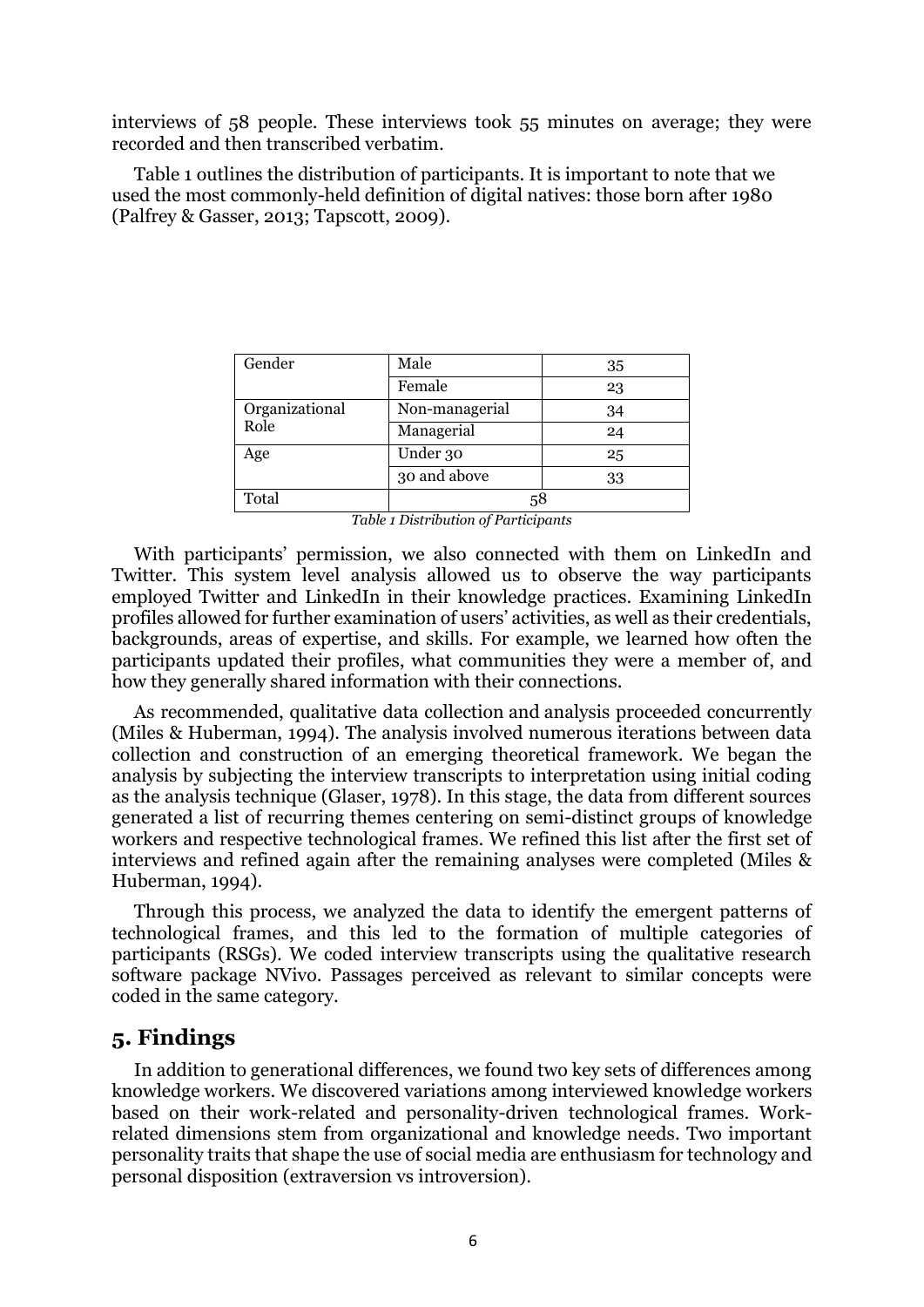interviews of 58 people. These interviews took 55 minutes on average; they were recorded and then transcribed verbatim.

Table 1 outlines the distribution of participants. It is important to note that we used the most commonly-held definition of digital natives: those born after 1980 (Palfrey & Gasser, 2013; Tapscott, 2009).

| | | |
|---|---|---|
| Gender | Male | 35 |
| | Female | 23 |
| Organizational Role | Non-managerial | 34 |
| | Managerial | 24 |
| Age | Under 30 | 25 |
| | 30 and above | 33 |
| Total | 58 | |

*Table 1 Distribution of Participants*

With participants' permission, we also connected with them on LinkedIn and Twitter. This system level analysis allowed us to observe the way participants employed Twitter and LinkedIn in their knowledge practices. Examining LinkedIn profiles allowed for further examination of users' activities, as well as their credentials, backgrounds, areas of expertise, and skills. For example, we learned how often the participants updated their profiles, what communities they were a member of, and how they generally shared information with their connections.

As recommended, qualitative data collection and analysis proceeded concurrently (Miles & Huberman, 1994). The analysis involved numerous iterations between data collection and construction of an emerging theoretical framework. We began the analysis by subjecting the interview transcripts to interpretation using initial coding as the analysis technique (Glaser, 1978). In this stage, the data from different sources generated a list of recurring themes centering on semi-distinct groups of knowledge workers and respective technological frames. We refined this list after the first set of interviews and refined again after the remaining analyses were completed (Miles & Huberman, 1994).

Through this process, we analyzed the data to identify the emergent patterns of technological frames, and this led to the formation of multiple categories of participants (RSGs). We coded interview transcripts using the qualitative research software package NVivo. Passages perceived as relevant to similar concepts were coded in the same category.

## 5. Findings

In addition to generational differences, we found two key sets of differences among knowledge workers. We discovered variations among interviewed knowledge workers based on their work-related and personality-driven technological frames. Work-related dimensions stem from organizational and knowledge needs. Two important personality traits that shape the use of social media are enthusiasm for technology and personal disposition (extraversion vs introversion).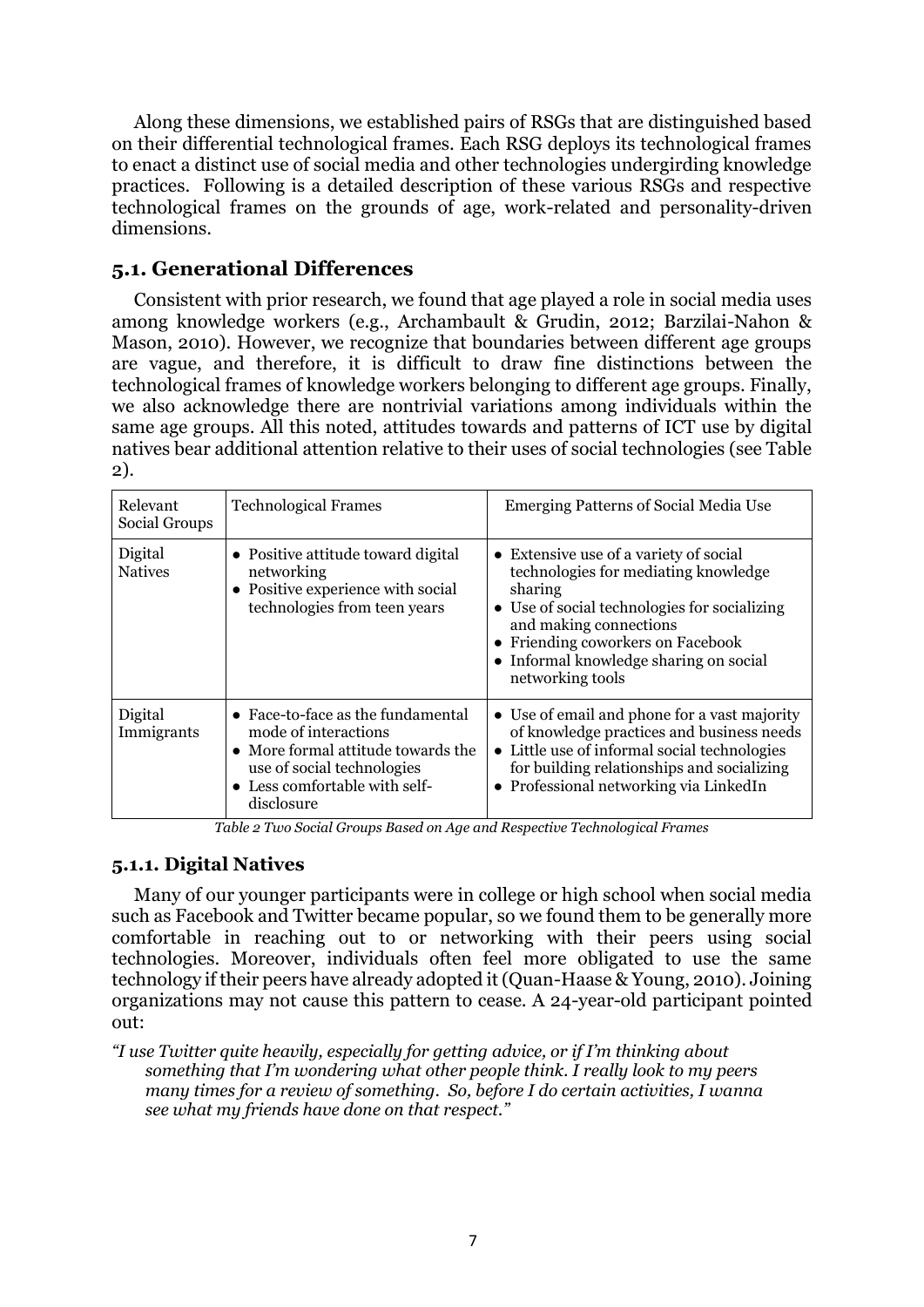Along these dimensions, we established pairs of RSGs that are distinguished based on their differential technological frames. Each RSG deploys its technological frames to enact a distinct use of social media and other technologies undergirding knowledge practices. Following is a detailed description of these various RSGs and respective technological frames on the grounds of age, work-related and personality-driven dimensions.

## 5.1. Generational Differences

Consistent with prior research, we found that age played a role in social media uses among knowledge workers (e.g., Archambault & Grudin, 2012; Barzilai-Nahon & Mason, 2010). However, we recognize that boundaries between different age groups are vague, and therefore, it is difficult to draw fine distinctions between the technological frames of knowledge workers belonging to different age groups. Finally, we also acknowledge there are nontrivial variations among individuals within the same age groups. All this noted, attitudes towards and patterns of ICT use by digital natives bear additional attention relative to their uses of social technologies (see Table 2).

| Relevant Social Groups | Technological Frames | Emerging Patterns of Social Media Use |
|---|---|---|
| Digital Natives | • Positive attitude toward digital networking<br>• Positive experience with social technologies from teen years | • Extensive use of a variety of social technologies for mediating knowledge sharing<br>• Use of social technologies for socializing and making connections<br>• Friending coworkers on Facebook<br>• Informal knowledge sharing on social networking tools |
| Digital Immigrants | • Face-to-face as the fundamental mode of interactions<br>• More formal attitude towards the use of social technologies<br>• Less comfortable with self-disclosure | • Use of email and phone for a vast majority of knowledge practices and business needs<br>• Little use of informal social technologies for building relationships and socializing<br>• Professional networking via LinkedIn |

*Table 2 Two Social Groups Based on Age and Respective Technological Frames*

### 5.1.1. Digital Natives

Many of our younger participants were in college or high school when social media such as Facebook and Twitter became popular, so we found them to be generally more comfortable in reaching out to or networking with their peers using social technologies. Moreover, individuals often feel more obligated to use the same technology if their peers have already adopted it (Quan-Haase & Young, 2010). Joining organizations may not cause this pattern to cease. A 24-year-old participant pointed out:

*"I use Twitter quite heavily, especially for getting advice, or if I'm thinking about something that I'm wondering what other people think. I really look to my peers many times for a review of something. So, before I do certain activities, I wanna see what my friends have done on that respect."*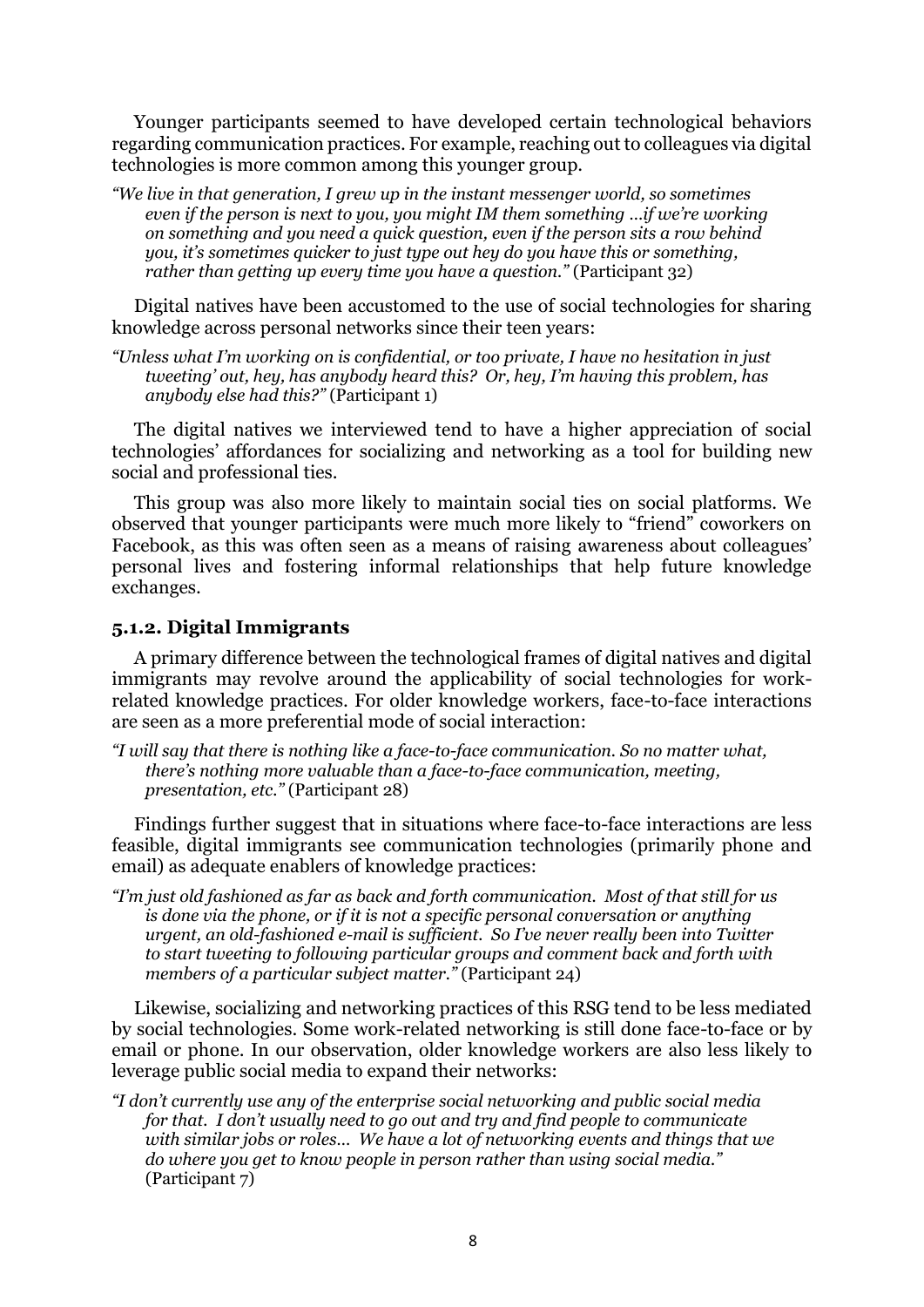Younger participants seemed to have developed certain technological behaviors regarding communication practices. For example, reaching out to colleagues via digital technologies is more common among this younger group.

> *"We live in that generation, I grew up in the instant messenger world, so sometimes even if the person is next to you, you might IM them something …if we're working on something and you need a quick question, even if the person sits a row behind you, it's sometimes quicker to just type out hey do you have this or something, rather than getting up every time you have a question."* (Participant 32)

Digital natives have been accustomed to the use of social technologies for sharing knowledge across personal networks since their teen years:

> *"Unless what I'm working on is confidential, or too private, I have no hesitation in just tweeting' out, hey, has anybody heard this? Or, hey, I'm having this problem, has anybody else had this?"* (Participant 1)

The digital natives we interviewed tend to have a higher appreciation of social technologies' affordances for socializing and networking as a tool for building new social and professional ties.

This group was also more likely to maintain social ties on social platforms. We observed that younger participants were much more likely to "friend" coworkers on Facebook, as this was often seen as a means of raising awareness about colleagues' personal lives and fostering informal relationships that help future knowledge exchanges.

#### 5.1.2. Digital Immigrants

A primary difference between the technological frames of digital natives and digital immigrants may revolve around the applicability of social technologies for work-related knowledge practices. For older knowledge workers, face-to-face interactions are seen as a more preferential mode of social interaction:

> *"I will say that there is nothing like a face-to-face communication. So no matter what, there's nothing more valuable than a face-to-face communication, meeting, presentation, etc."* (Participant 28)

Findings further suggest that in situations where face-to-face interactions are less feasible, digital immigrants see communication technologies (primarily phone and email) as adequate enablers of knowledge practices:

> *"I'm just old fashioned as far as back and forth communication. Most of that still for us is done via the phone, or if it is not a specific personal conversation or anything urgent, an old-fashioned e-mail is sufficient. So I've never really been into Twitter to start tweeting to following particular groups and comment back and forth with members of a particular subject matter."* (Participant 24)

Likewise, socializing and networking practices of this RSG tend to be less mediated by social technologies. Some work-related networking is still done face-to-face or by email or phone. In our observation, older knowledge workers are also less likely to leverage public social media to expand their networks:

> *"I don't currently use any of the enterprise social networking and public social media for that. I don't usually need to go out and try and find people to communicate with similar jobs or roles… We have a lot of networking events and things that we do where you get to know people in person rather than using social media."* (Participant 7)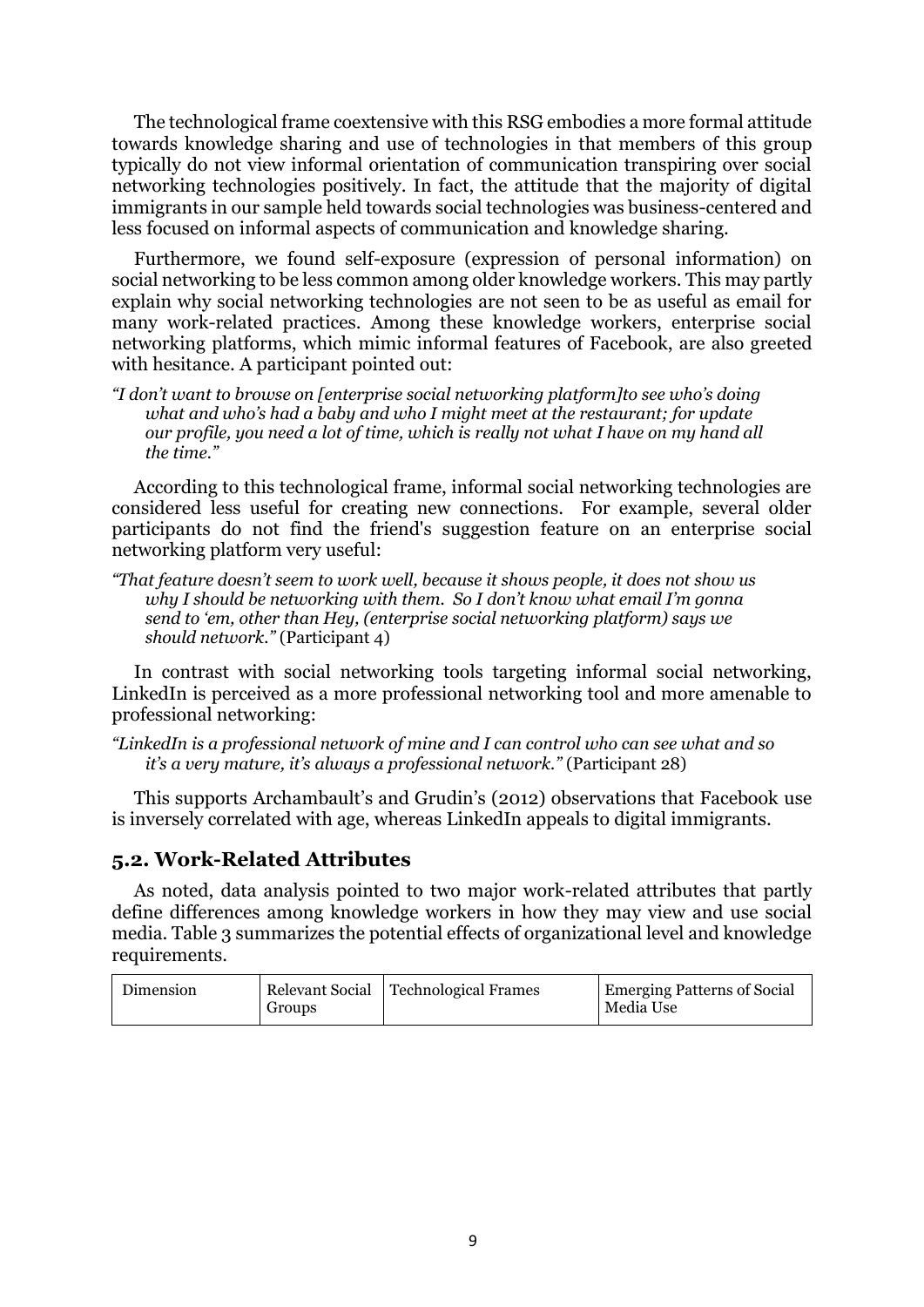The technological frame coextensive with this RSG embodies a more formal attitude towards knowledge sharing and use of technologies in that members of this group typically do not view informal orientation of communication transpiring over social networking technologies positively. In fact, the attitude that the majority of digital immigrants in our sample held towards social technologies was business-centered and less focused on informal aspects of communication and knowledge sharing.

Furthermore, we found self-exposure (expression of personal information) on social networking to be less common among older knowledge workers. This may partly explain why social networking technologies are not seen to be as useful as email for many work-related practices. Among these knowledge workers, enterprise social networking platforms, which mimic informal features of Facebook, are also greeted with hesitance. A participant pointed out:

*"I don't want to browse on [enterprise social networking platform]to see who's doing what and who's had a baby and who I might meet at the restaurant; for update our profile, you need a lot of time, which is really not what I have on my hand all the time."*

According to this technological frame, informal social networking technologies are considered less useful for creating new connections. For example, several older participants do not find the friend's suggestion feature on an enterprise social networking platform very useful:

*"That feature doesn't seem to work well, because it shows people, it does not show us why I should be networking with them. So I don't know what email I'm gonna send to 'em, other than Hey, (enterprise social networking platform) says we should network."* (Participant 4)

In contrast with social networking tools targeting informal social networking, LinkedIn is perceived as a more professional networking tool and more amenable to professional networking:

*"LinkedIn is a professional network of mine and I can control who can see what and so it's a very mature, it's always a professional network."* (Participant 28)

This supports Archambault's and Grudin's (2012) observations that Facebook use is inversely correlated with age, whereas LinkedIn appeals to digital immigrants.

## 5.2. Work-Related Attributes

As noted, data analysis pointed to two major work-related attributes that partly define differences among knowledge workers in how they may view and use social media. Table 3 summarizes the potential effects of organizational level and knowledge requirements.

| Dimension | Relevant Social Groups | Technological Frames | Emerging Patterns of Social Media Use |
|---|---|---|---|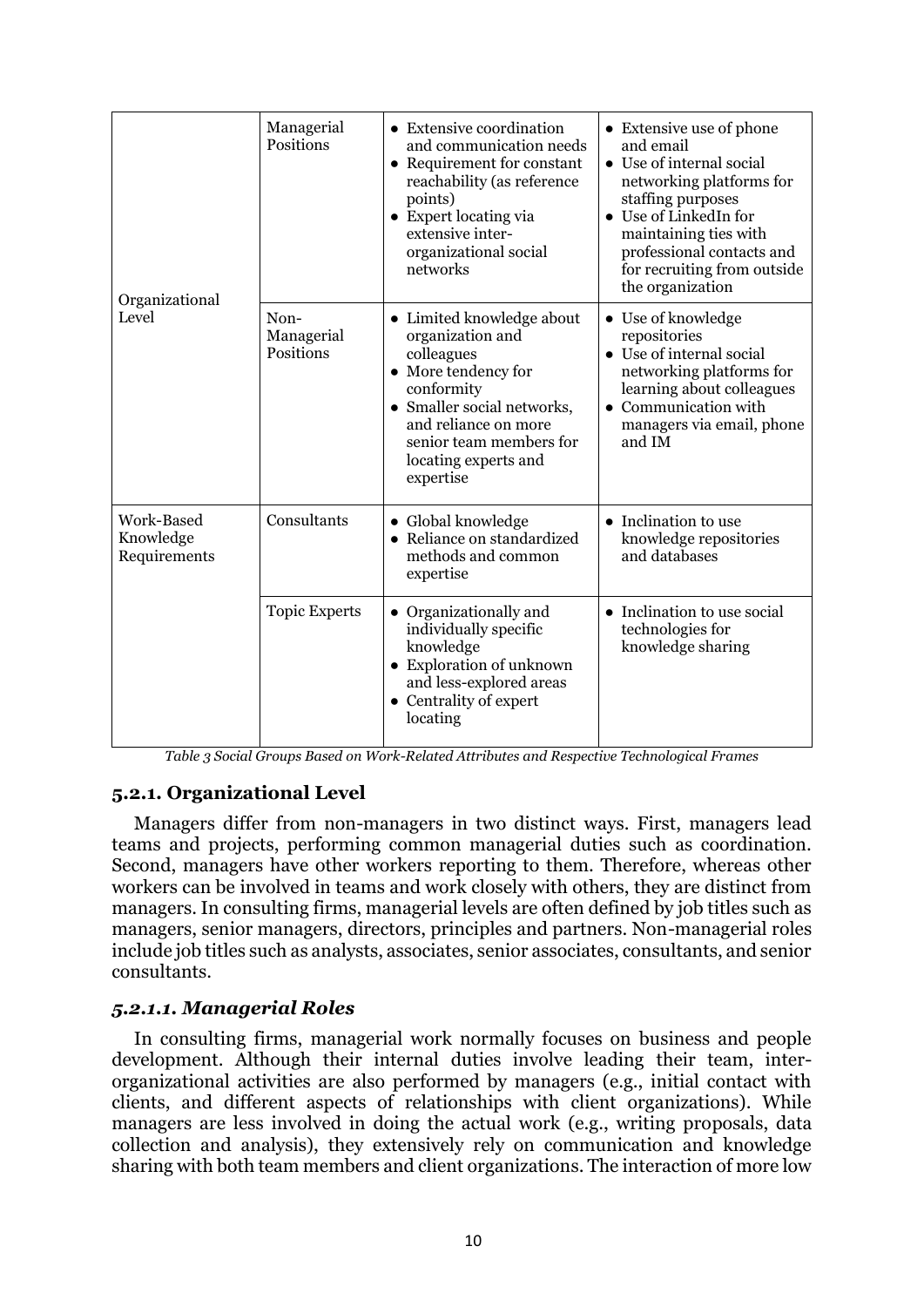| | | | |
|---|---|---|---|
| Organizational Level | Managerial Positions | • Extensive coordination and communication needs<br>• Requirement for constant reachability (as reference points)<br>• Expert locating via extensive inter-organizational social networks | • Extensive use of phone and email<br>• Use of internal social networking platforms for staffing purposes<br>• Use of LinkedIn for maintaining ties with professional contacts and for recruiting from outside the organization |
| | Non-Managerial Positions | • Limited knowledge about organization and colleagues<br>• More tendency for conformity<br>• Smaller social networks, and reliance on more senior team members for locating experts and expertise | • Use of knowledge repositories<br>• Use of internal social networking platforms for learning about colleagues<br>• Communication with managers via email, phone and IM |
| Work-Based Knowledge Requirements | Consultants | • Global knowledge<br>• Reliance on standardized methods and common expertise | • Inclination to use knowledge repositories and databases |
| | Topic Experts | • Organizationally and individually specific knowledge<br>• Exploration of unknown and less-explored areas<br>• Centrality of expert locating | • Inclination to use social technologies for knowledge sharing |

*Table 3 Social Groups Based on Work-Related Attributes and Respective Technological Frames*

### 5.2.1. Organizational Level

Managers differ from non-managers in two distinct ways. First, managers lead teams and projects, performing common managerial duties such as coordination. Second, managers have other workers reporting to them. Therefore, whereas other workers can be involved in teams and work closely with others, they are distinct from managers. In consulting firms, managerial levels are often defined by job titles such as managers, senior managers, directors, principles and partners. Non-managerial roles include job titles such as analysts, associates, senior associates, consultants, and senior consultants.

#### *5.2.1.1. Managerial Roles*

In consulting firms, managerial work normally focuses on business and people development. Although their internal duties involve leading their team, inter-organizational activities are also performed by managers (e.g., initial contact with clients, and different aspects of relationships with client organizations). While managers are less involved in doing the actual work (e.g., writing proposals, data collection and analysis), they extensively rely on communication and knowledge sharing with both team members and client organizations. The interaction of more low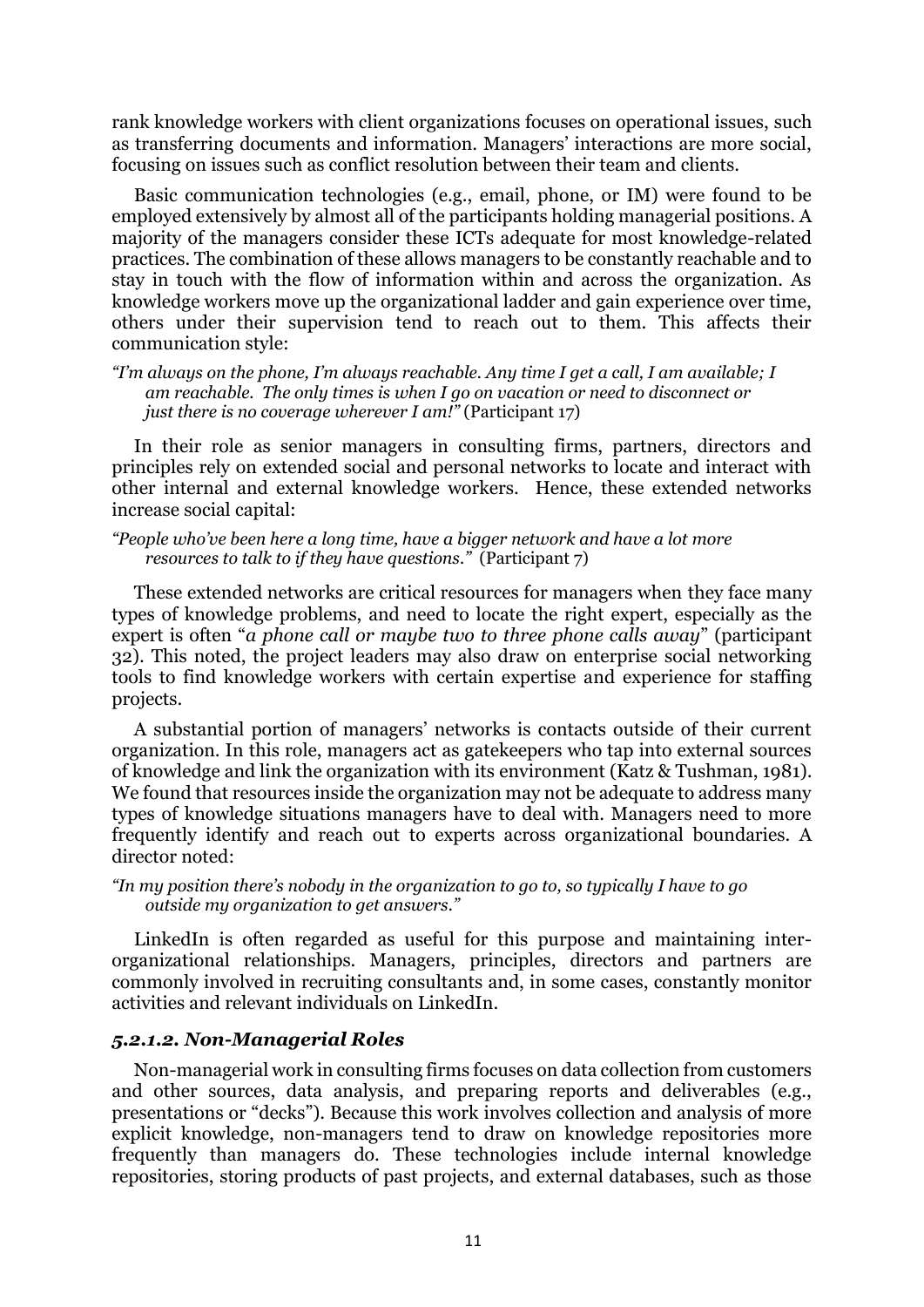rank knowledge workers with client organizations focuses on operational issues, such as transferring documents and information. Managers' interactions are more social, focusing on issues such as conflict resolution between their team and clients.

Basic communication technologies (e.g., email, phone, or IM) were found to be employed extensively by almost all of the participants holding managerial positions. A majority of the managers consider these ICTs adequate for most knowledge-related practices. The combination of these allows managers to be constantly reachable and to stay in touch with the flow of information within and across the organization. As knowledge workers move up the organizational ladder and gain experience over time, others under their supervision tend to reach out to them. This affects their communication style:

*"I'm always on the phone, I'm always reachable. Any time I get a call, I am available; I am reachable. The only times is when I go on vacation or need to disconnect or just there is no coverage wherever I am!"* (Participant 17)

In their role as senior managers in consulting firms, partners, directors and principles rely on extended social and personal networks to locate and interact with other internal and external knowledge workers. Hence, these extended networks increase social capital:

*"People who've been here a long time, have a bigger network and have a lot more resources to talk to if they have questions."* (Participant 7)

These extended networks are critical resources for managers when they face many types of knowledge problems, and need to locate the right expert, especially as the expert is often "*a phone call or maybe two to three phone calls away*" (participant 32). This noted, the project leaders may also draw on enterprise social networking tools to find knowledge workers with certain expertise and experience for staffing projects.

A substantial portion of managers' networks is contacts outside of their current organization. In this role, managers act as gatekeepers who tap into external sources of knowledge and link the organization with its environment (Katz & Tushman, 1981). We found that resources inside the organization may not be adequate to address many types of knowledge situations managers have to deal with. Managers need to more frequently identify and reach out to experts across organizational boundaries. A director noted:

*"In my position there's nobody in the organization to go to, so typically I have to go outside my organization to get answers."*

LinkedIn is often regarded as useful for this purpose and maintaining inter-organizational relationships. Managers, principles, directors and partners are commonly involved in recruiting consultants and, in some cases, constantly monitor activities and relevant individuals on LinkedIn.

#### *5.2.1.2. Non-Managerial Roles*

Non-managerial work in consulting firms focuses on data collection from customers and other sources, data analysis, and preparing reports and deliverables (e.g., presentations or "decks"). Because this work involves collection and analysis of more explicit knowledge, non-managers tend to draw on knowledge repositories more frequently than managers do. These technologies include internal knowledge repositories, storing products of past projects, and external databases, such as those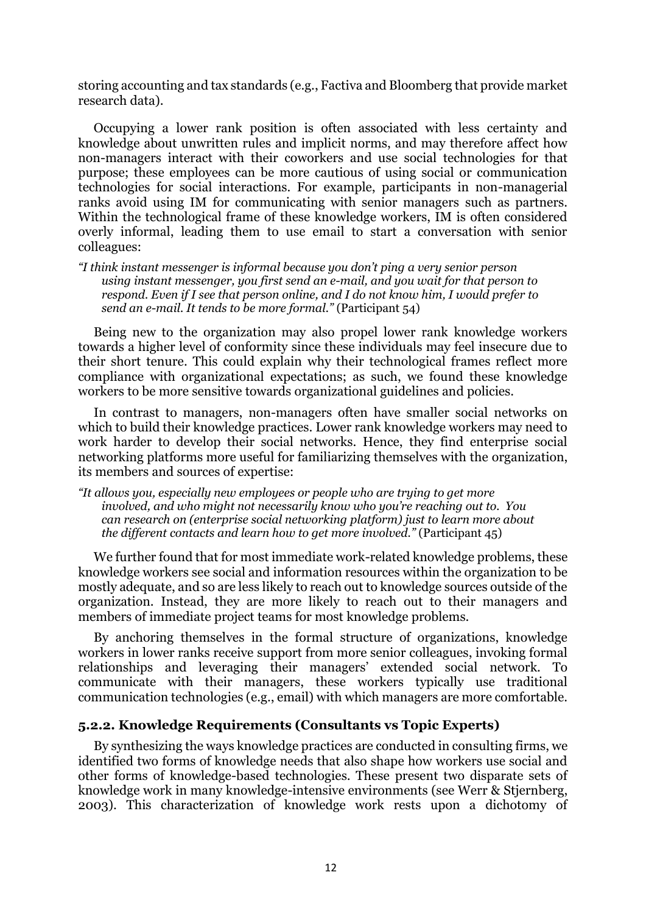storing accounting and tax standards (e.g., Factiva and Bloomberg that provide market research data).

Occupying a lower rank position is often associated with less certainty and knowledge about unwritten rules and implicit norms, and may therefore affect how non-managers interact with their coworkers and use social technologies for that purpose; these employees can be more cautious of using social or communication technologies for social interactions. For example, participants in non-managerial ranks avoid using IM for communicating with senior managers such as partners. Within the technological frame of these knowledge workers, IM is often considered overly informal, leading them to use email to start a conversation with senior colleagues:

*"I think instant messenger is informal because you don't ping a very senior person using instant messenger, you first send an e-mail, and you wait for that person to respond. Even if I see that person online, and I do not know him, I would prefer to send an e-mail. It tends to be more formal."* (Participant 54)

Being new to the organization may also propel lower rank knowledge workers towards a higher level of conformity since these individuals may feel insecure due to their short tenure. This could explain why their technological frames reflect more compliance with organizational expectations; as such, we found these knowledge workers to be more sensitive towards organizational guidelines and policies.

In contrast to managers, non-managers often have smaller social networks on which to build their knowledge practices. Lower rank knowledge workers may need to work harder to develop their social networks. Hence, they find enterprise social networking platforms more useful for familiarizing themselves with the organization, its members and sources of expertise:

*"It allows you, especially new employees or people who are trying to get more involved, and who might not necessarily know who you're reaching out to. You can research on (enterprise social networking platform) just to learn more about the different contacts and learn how to get more involved."* (Participant 45)

We further found that for most immediate work-related knowledge problems, these knowledge workers see social and information resources within the organization to be mostly adequate, and so are less likely to reach out to knowledge sources outside of the organization. Instead, they are more likely to reach out to their managers and members of immediate project teams for most knowledge problems.

By anchoring themselves in the formal structure of organizations, knowledge workers in lower ranks receive support from more senior colleagues, invoking formal relationships and leveraging their managers' extended social network. To communicate with their managers, these workers typically use traditional communication technologies (e.g., email) with which managers are more comfortable.

### 5.2.2. Knowledge Requirements (Consultants vs Topic Experts)

By synthesizing the ways knowledge practices are conducted in consulting firms, we identified two forms of knowledge needs that also shape how workers use social and other forms of knowledge-based technologies. These present two disparate sets of knowledge work in many knowledge-intensive environments (see Werr & Stjernberg, 2003). This characterization of knowledge work rests upon a dichotomy of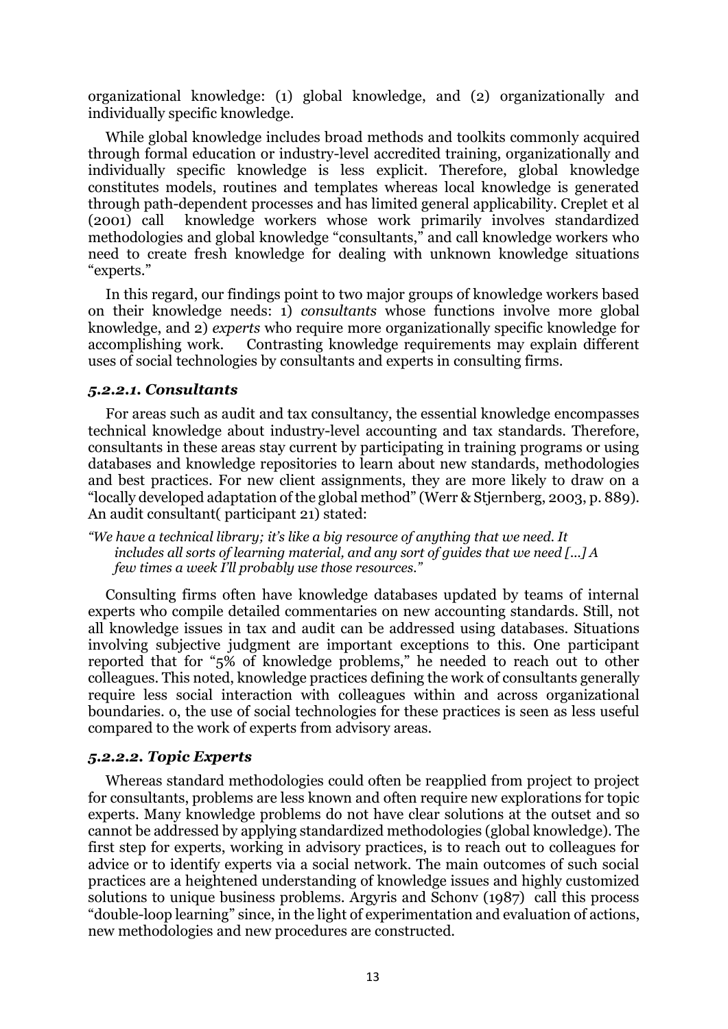organizational knowledge: (1) global knowledge, and (2) organizationally and individually specific knowledge.

While global knowledge includes broad methods and toolkits commonly acquired through formal education or industry-level accredited training, organizationally and individually specific knowledge is less explicit. Therefore, global knowledge constitutes models, routines and templates whereas local knowledge is generated through path-dependent processes and has limited general applicability. Creplet et al (2001) call knowledge workers whose work primarily involves standardized methodologies and global knowledge "consultants," and call knowledge workers who need to create fresh knowledge for dealing with unknown knowledge situations "experts."

In this regard, our findings point to two major groups of knowledge workers based on their knowledge needs: 1) *consultants* whose functions involve more global knowledge, and 2) *experts* who require more organizationally specific knowledge for accomplishing work. Contrasting knowledge requirements may explain different uses of social technologies by consultants and experts in consulting firms.

### *5.2.2.1. Consultants*

For areas such as audit and tax consultancy, the essential knowledge encompasses technical knowledge about industry-level accounting and tax standards. Therefore, consultants in these areas stay current by participating in training programs or using databases and knowledge repositories to learn about new standards, methodologies and best practices. For new client assignments, they are more likely to draw on a "locally developed adaptation of the global method" (Werr & Stjernberg, 2003, p. 889). An audit consultant( participant 21) stated:

> *"We have a technical library; it's like a big resource of anything that we need. It includes all sorts of learning material, and any sort of guides that we need [...] A few times a week I'll probably use those resources."*

Consulting firms often have knowledge databases updated by teams of internal experts who compile detailed commentaries on new accounting standards. Still, not all knowledge issues in tax and audit can be addressed using databases. Situations involving subjective judgment are important exceptions to this. One participant reported that for "5% of knowledge problems," he needed to reach out to other colleagues. This noted, knowledge practices defining the work of consultants generally require less social interaction with colleagues within and across organizational boundaries. o, the use of social technologies for these practices is seen as less useful compared to the work of experts from advisory areas.

### *5.2.2.2. Topic Experts*

Whereas standard methodologies could often be reapplied from project to project for consultants, problems are less known and often require new explorations for topic experts. Many knowledge problems do not have clear solutions at the outset and so cannot be addressed by applying standardized methodologies (global knowledge). The first step for experts, working in advisory practices, is to reach out to colleagues for advice or to identify experts via a social network. The main outcomes of such social practices are a heightened understanding of knowledge issues and highly customized solutions to unique business problems. Argyris and Schonv (1987) call this process "double-loop learning" since, in the light of experimentation and evaluation of actions, new methodologies and new procedures are constructed.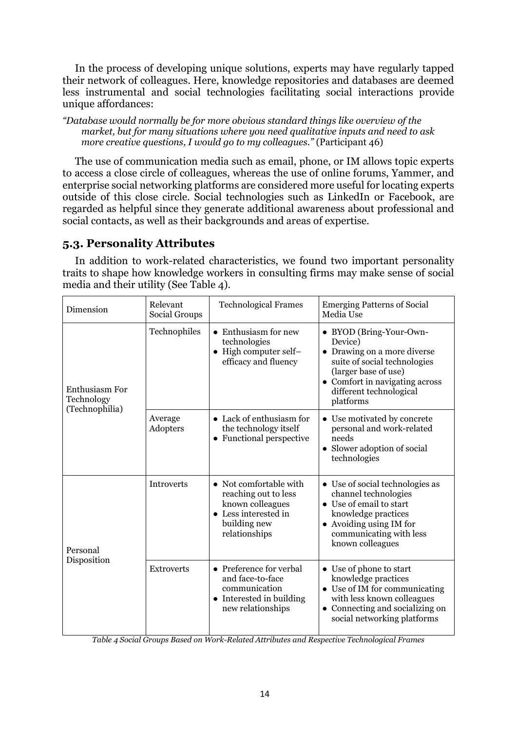In the process of developing unique solutions, experts may have regularly tapped their network of colleagues. Here, knowledge repositories and databases are deemed less instrumental and social technologies facilitating social interactions provide unique affordances:

*"Database would normally be for more obvious standard things like overview of the market, but for many situations where you need qualitative inputs and need to ask more creative questions, I would go to my colleagues."* (Participant 46)

The use of communication media such as email, phone, or IM allows topic experts to access a close circle of colleagues, whereas the use of online forums, Yammer, and enterprise social networking platforms are considered more useful for locating experts outside of this close circle. Social technologies such as LinkedIn or Facebook, are regarded as helpful since they generate additional awareness about professional and social contacts, as well as their backgrounds and areas of expertise.

## 5.3. Personality Attributes

In addition to work-related characteristics, we found two important personality traits to shape how knowledge workers in consulting firms may make sense of social media and their utility (See Table 4).

| Dimension | Relevant Social Groups | Technological Frames | Emerging Patterns of Social Media Use |
|---|---|---|---|
| Enthusiasm For Technology (Technophilia) | Technophiles | • Enthusiasm for new technologies<br>• High computer self–efficacy and fluency | • BYOD (Bring-Your-Own-Device)<br>• Drawing on a more diverse suite of social technologies (larger base of use)<br>• Comfort in navigating across different technological platforms |
| | Average Adopters | • Lack of enthusiasm for the technology itself<br>• Functional perspective | • Use motivated by concrete personal and work-related needs<br>• Slower adoption of social technologies |
| Personal Disposition | Introverts | • Not comfortable with reaching out to less known colleagues<br>• Less interested in building new relationships | • Use of social technologies as channel technologies<br>• Use of email to start knowledge practices<br>• Avoiding using IM for communicating with less known colleagues |
| | Extroverts | • Preference for verbal and face-to-face communication<br>• Interested in building new relationships | • Use of phone to start knowledge practices<br>• Use of IM for communicating with less known colleagues<br>• Connecting and socializing on social networking platforms |

*Table 4 Social Groups Based on Work-Related Attributes and Respective Technological Frames*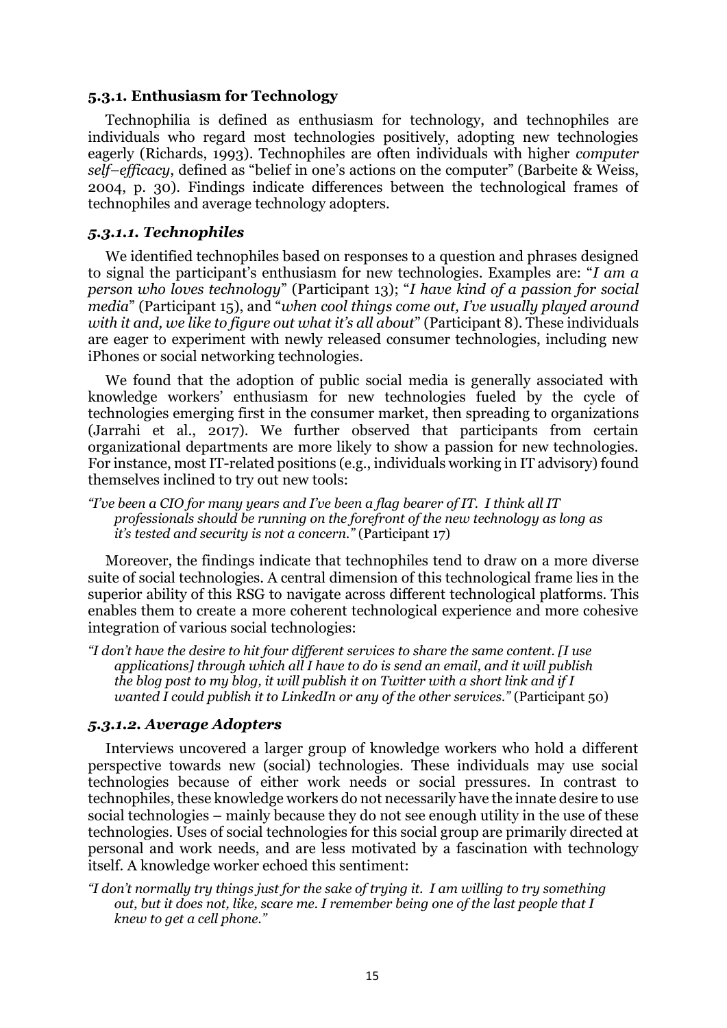### 5.3.1. Enthusiasm for Technology

Technophilia is defined as enthusiasm for technology, and technophiles are individuals who regard most technologies positively, adopting new technologies eagerly (Richards, 1993). Technophiles are often individuals with higher *computer self–efficacy*, defined as "belief in one's actions on the computer" (Barbeite & Weiss, 2004, p. 30). Findings indicate differences between the technological frames of technophiles and average technology adopters.

#### *5.3.1.1. Technophiles*

We identified technophiles based on responses to a question and phrases designed to signal the participant's enthusiasm for new technologies. Examples are: "*I am a person who loves technology*" (Participant 13); "*I have kind of a passion for social media*" (Participant 15), and "*when cool things come out, I've usually played around with it and, we like to figure out what it's all about*" (Participant 8). These individuals are eager to experiment with newly released consumer technologies, including new iPhones or social networking technologies.

We found that the adoption of public social media is generally associated with knowledge workers' enthusiasm for new technologies fueled by the cycle of technologies emerging first in the consumer market, then spreading to organizations (Jarrahi et al., 2017). We further observed that participants from certain organizational departments are more likely to show a passion for new technologies. For instance, most IT-related positions (e.g., individuals working in IT advisory) found themselves inclined to try out new tools:

> *"I've been a CIO for many years and I've been a flag bearer of IT. I think all IT professionals should be running on the forefront of the new technology as long as it's tested and security is not a concern."* (Participant 17)

Moreover, the findings indicate that technophiles tend to draw on a more diverse suite of social technologies. A central dimension of this technological frame lies in the superior ability of this RSG to navigate across different technological platforms. This enables them to create a more coherent technological experience and more cohesive integration of various social technologies:

> *"I don't have the desire to hit four different services to share the same content. [I use applications] through which all I have to do is send an email, and it will publish the blog post to my blog, it will publish it on Twitter with a short link and if I wanted I could publish it to LinkedIn or any of the other services."* (Participant 50)

#### *5.3.1.2. Average Adopters*

Interviews uncovered a larger group of knowledge workers who hold a different perspective towards new (social) technologies. These individuals may use social technologies because of either work needs or social pressures. In contrast to technophiles, these knowledge workers do not necessarily have the innate desire to use social technologies – mainly because they do not see enough utility in the use of these technologies. Uses of social technologies for this social group are primarily directed at personal and work needs, and are less motivated by a fascination with technology itself. A knowledge worker echoed this sentiment:

> *"I don't normally try things just for the sake of trying it. I am willing to try something out, but it does not, like, scare me. I remember being one of the last people that I knew to get a cell phone."*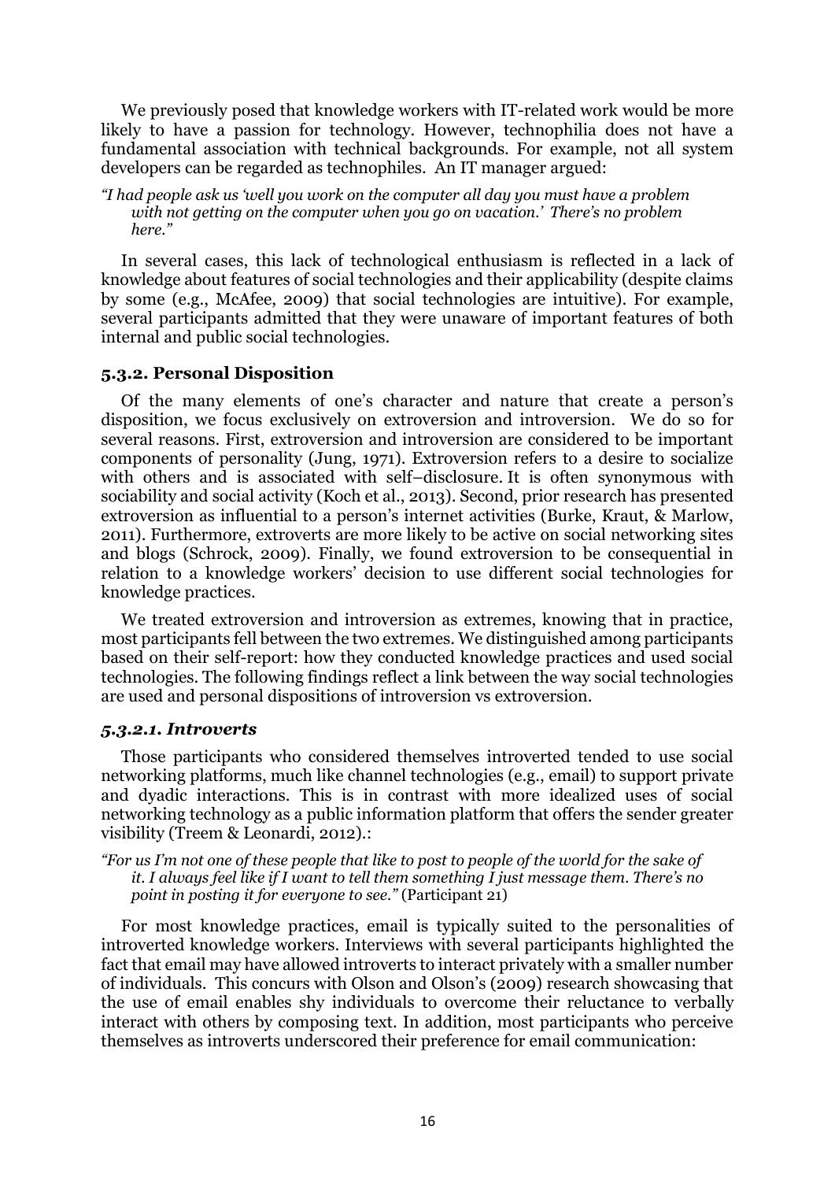We previously posed that knowledge workers with IT-related work would be more likely to have a passion for technology. However, technophilia does not have a fundamental association with technical backgrounds. For example, not all system developers can be regarded as technophiles. An IT manager argued:

*"I had people ask us 'well you work on the computer all day you must have a problem with not getting on the computer when you go on vacation.' There's no problem here."*

In several cases, this lack of technological enthusiasm is reflected in a lack of knowledge about features of social technologies and their applicability (despite claims by some (e.g., McAfee, 2009) that social technologies are intuitive). For example, several participants admitted that they were unaware of important features of both internal and public social technologies.

### 5.3.2. Personal Disposition

Of the many elements of one's character and nature that create a person's disposition, we focus exclusively on extroversion and introversion. We do so for several reasons. First, extroversion and introversion are considered to be important components of personality (Jung, 1971). Extroversion refers to a desire to socialize with others and is associated with self–disclosure. It is often synonymous with sociability and social activity (Koch et al., 2013). Second, prior research has presented extroversion as influential to a person's internet activities (Burke, Kraut, & Marlow, 2011). Furthermore, extroverts are more likely to be active on social networking sites and blogs (Schrock, 2009). Finally, we found extroversion to be consequential in relation to a knowledge workers' decision to use different social technologies for knowledge practices.

We treated extroversion and introversion as extremes, knowing that in practice, most participants fell between the two extremes. We distinguished among participants based on their self-report: how they conducted knowledge practices and used social technologies. The following findings reflect a link between the way social technologies are used and personal dispositions of introversion vs extroversion.

#### *5.3.2.1. Introverts*

Those participants who considered themselves introverted tended to use social networking platforms, much like channel technologies (e.g., email) to support private and dyadic interactions. This is in contrast with more idealized uses of social networking technology as a public information platform that offers the sender greater visibility (Treem & Leonardi, 2012).:

*"For us I'm not one of these people that like to post to people of the world for the sake of it. I always feel like if I want to tell them something I just message them. There's no point in posting it for everyone to see."* (Participant 21)

For most knowledge practices, email is typically suited to the personalities of introverted knowledge workers. Interviews with several participants highlighted the fact that email may have allowed introverts to interact privately with a smaller number of individuals. This concurs with Olson and Olson's (2009) research showcasing that the use of email enables shy individuals to overcome their reluctance to verbally interact with others by composing text. In addition, most participants who perceive themselves as introverts underscored their preference for email communication: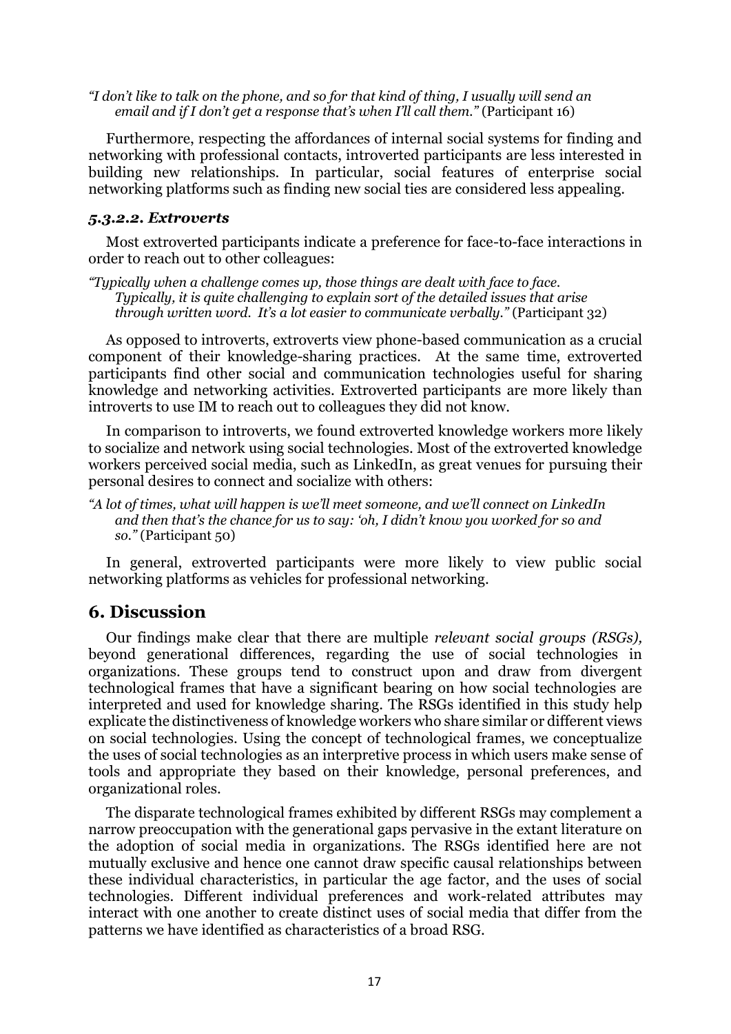*"I don't like to talk on the phone, and so for that kind of thing, I usually will send an email and if I don't get a response that's when I'll call them."* (Participant 16)

Furthermore, respecting the affordances of internal social systems for finding and networking with professional contacts, introverted participants are less interested in building new relationships. In particular, social features of enterprise social networking platforms such as finding new social ties are considered less appealing.

#### *5.3.2.2. Extroverts*

Most extroverted participants indicate a preference for face-to-face interactions in order to reach out to other colleagues:

*"Typically when a challenge comes up, those things are dealt with face to face. Typically, it is quite challenging to explain sort of the detailed issues that arise through written word. It's a lot easier to communicate verbally."* (Participant 32)

As opposed to introverts, extroverts view phone-based communication as a crucial component of their knowledge-sharing practices. At the same time, extroverted participants find other social and communication technologies useful for sharing knowledge and networking activities. Extroverted participants are more likely than introverts to use IM to reach out to colleagues they did not know.

In comparison to introverts, we found extroverted knowledge workers more likely to socialize and network using social technologies. Most of the extroverted knowledge workers perceived social media, such as LinkedIn, as great venues for pursuing their personal desires to connect and socialize with others:

*"A lot of times, what will happen is we'll meet someone, and we'll connect on LinkedIn and then that's the chance for us to say: 'oh, I didn't know you worked for so and so."* (Participant 50)

In general, extroverted participants were more likely to view public social networking platforms as vehicles for professional networking.

## 6. Discussion

Our findings make clear that there are multiple *relevant social groups (RSGs),* beyond generational differences, regarding the use of social technologies in organizations. These groups tend to construct upon and draw from divergent technological frames that have a significant bearing on how social technologies are interpreted and used for knowledge sharing. The RSGs identified in this study help explicate the distinctiveness of knowledge workers who share similar or different views on social technologies. Using the concept of technological frames, we conceptualize the uses of social technologies as an interpretive process in which users make sense of tools and appropriate they based on their knowledge, personal preferences, and organizational roles.

The disparate technological frames exhibited by different RSGs may complement a narrow preoccupation with the generational gaps pervasive in the extant literature on the adoption of social media in organizations. The RSGs identified here are not mutually exclusive and hence one cannot draw specific causal relationships between these individual characteristics, in particular the age factor, and the uses of social technologies. Different individual preferences and work-related attributes may interact with one another to create distinct uses of social media that differ from the patterns we have identified as characteristics of a broad RSG.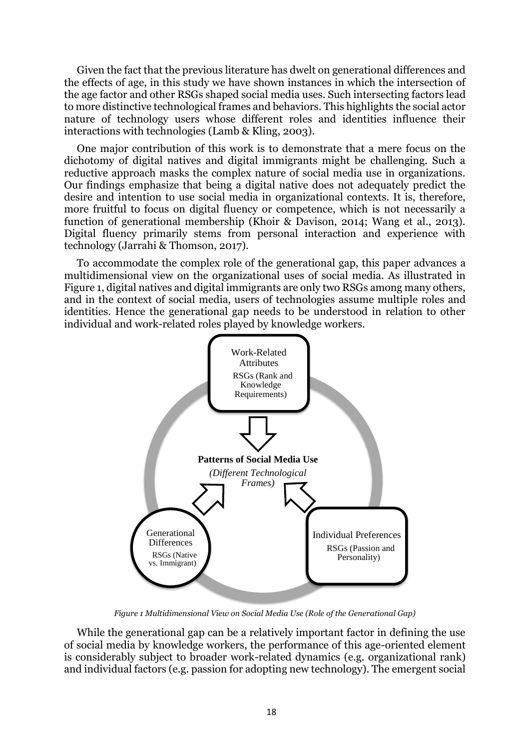Given the fact that the previous literature has dwelt on generational differences and the effects of age, in this study we have shown instances in which the intersection of the age factor and other RSGs shaped social media uses. Such intersecting factors lead to more distinctive technological frames and behaviors. This highlights the social actor nature of technology users whose different roles and identities influence their interactions with technologies (Lamb & Kling, 2003).

One major contribution of this work is to demonstrate that a mere focus on the dichotomy of digital natives and digital immigrants might be challenging. Such a reductive approach masks the complex nature of social media use in organizations. Our findings emphasize that being a digital native does not adequately predict the desire and intention to use social media in organizational contexts. It is, therefore, more fruitful to focus on digital fluency or competence, which is not necessarily a function of generational membership (Khoir & Davison, 2014; Wang et al., 2013). Digital fluency primarily stems from personal interaction and experience with technology (Jarrahi & Thomson, 2017).

To accommodate the complex role of the generational gap, this paper advances a multidimensional view on the organizational uses of social media. As illustrated in Figure 1, digital natives and digital immigrants are only two RSGs among many others, and in the context of social media, users of technologies assume multiple roles and identities. Hence the generational gap needs to be understood in relation to other individual and work-related roles played by knowledge workers.

Work-Related Attributes
RSGs (Rank and Knowledge Requirements)

**Patterns of Social Media Use**
*(Different Technological Frames)*

Generational Differences
RSGs (Native vs. Immigrant)

Individual Preferences
RSGs (Passion and Personality)

*Figure 1 Multidimensional View on Social Media Use (Role of the Generational Gap)*

While the generational gap can be a relatively important factor in defining the use of social media by knowledge workers, the performance of this age-oriented element is considerably subject to broader work-related dynamics (e.g. organizational rank) and individual factors (e.g. passion for adopting new technology). The emergent social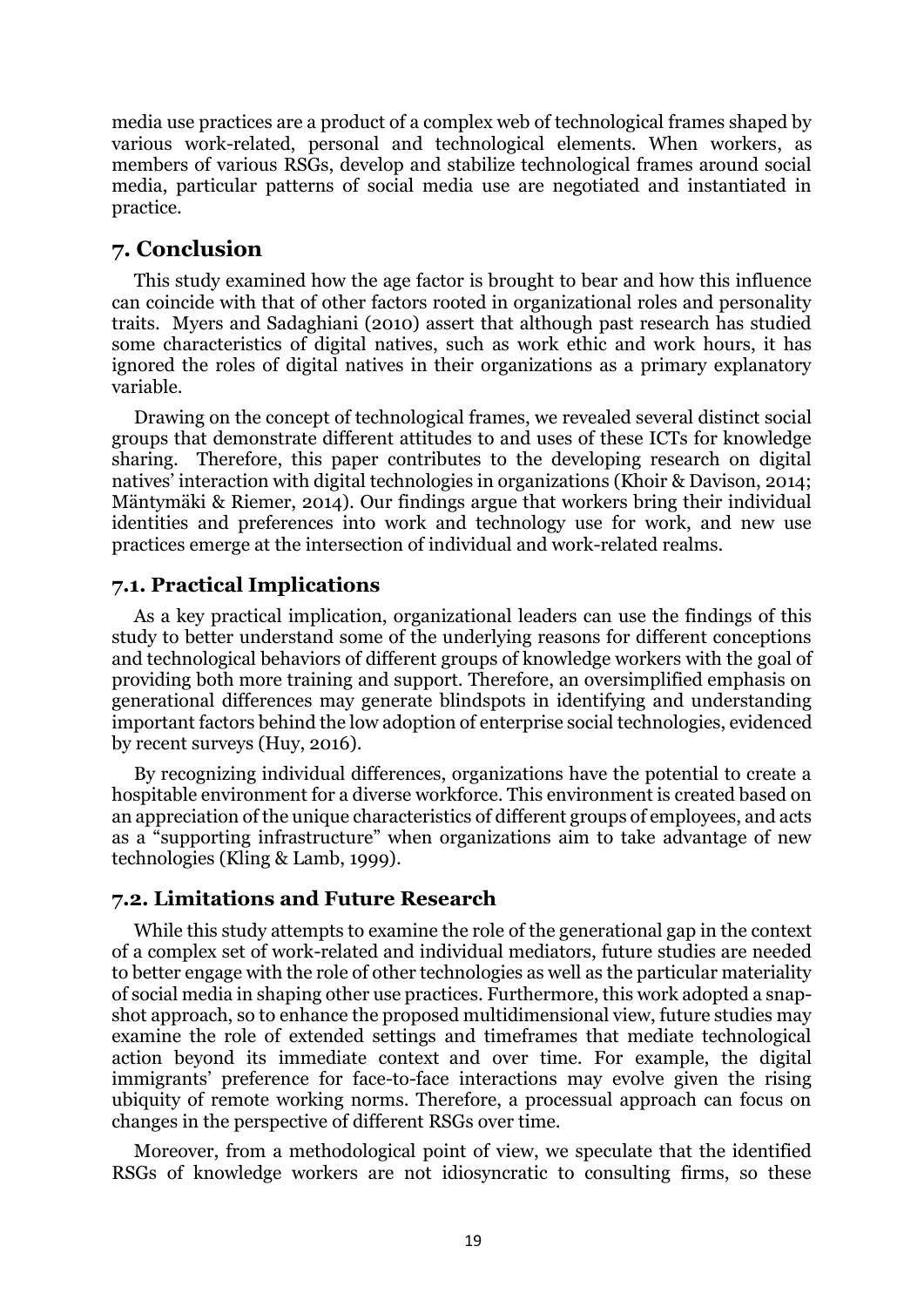media use practices are a product of a complex web of technological frames shaped by various work-related, personal and technological elements. When workers, as members of various RSGs, develop and stabilize technological frames around social media, particular patterns of social media use are negotiated and instantiated in practice.

## 7. Conclusion

This study examined how the age factor is brought to bear and how this influence can coincide with that of other factors rooted in organizational roles and personality traits. Myers and Sadaghiani (2010) assert that although past research has studied some characteristics of digital natives, such as work ethic and work hours, it has ignored the roles of digital natives in their organizations as a primary explanatory variable.

Drawing on the concept of technological frames, we revealed several distinct social groups that demonstrate different attitudes to and uses of these ICTs for knowledge sharing. Therefore, this paper contributes to the developing research on digital natives' interaction with digital technologies in organizations (Khoir & Davison, 2014; Mäntymäki & Riemer, 2014). Our findings argue that workers bring their individual identities and preferences into work and technology use for work, and new use practices emerge at the intersection of individual and work-related realms.

### 7.1. Practical Implications

As a key practical implication, organizational leaders can use the findings of this study to better understand some of the underlying reasons for different conceptions and technological behaviors of different groups of knowledge workers with the goal of providing both more training and support. Therefore, an oversimplified emphasis on generational differences may generate blindspots in identifying and understanding important factors behind the low adoption of enterprise social technologies, evidenced by recent surveys (Huy, 2016).

By recognizing individual differences, organizations have the potential to create a hospitable environment for a diverse workforce. This environment is created based on an appreciation of the unique characteristics of different groups of employees, and acts as a "supporting infrastructure" when organizations aim to take advantage of new technologies (Kling & Lamb, 1999).

### 7.2. Limitations and Future Research

While this study attempts to examine the role of the generational gap in the context of a complex set of work-related and individual mediators, future studies are needed to better engage with the role of other technologies as well as the particular materiality of social media in shaping other use practices. Furthermore, this work adopted a snap-shot approach, so to enhance the proposed multidimensional view, future studies may examine the role of extended settings and timeframes that mediate technological action beyond its immediate context and over time. For example, the digital immigrants' preference for face-to-face interactions may evolve given the rising ubiquity of remote working norms. Therefore, a processual approach can focus on changes in the perspective of different RSGs over time.

Moreover, from a methodological point of view, we speculate that the identified RSGs of knowledge workers are not idiosyncratic to consulting firms, so these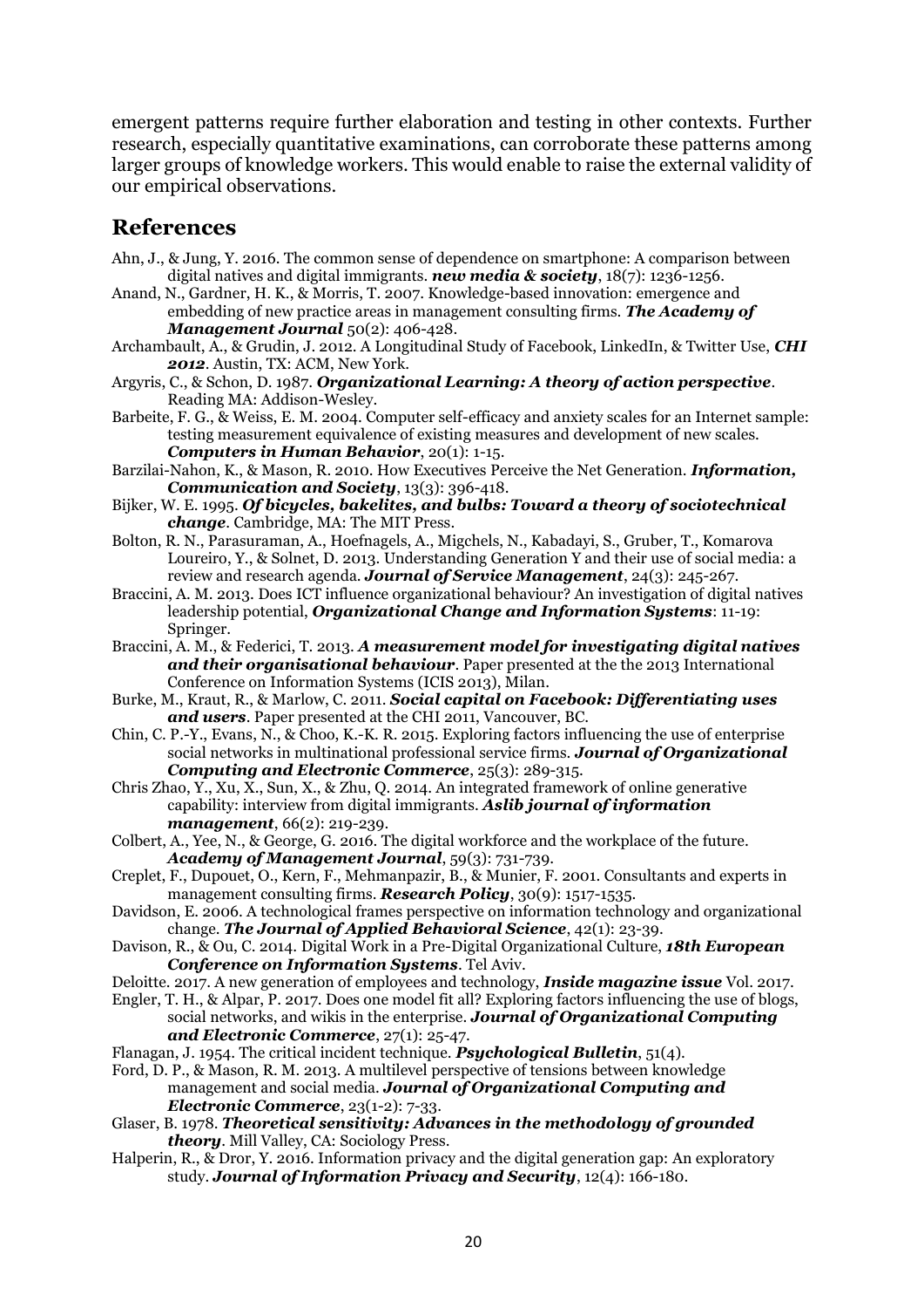emergent patterns require further elaboration and testing in other contexts. Further research, especially quantitative examinations, can corroborate these patterns among larger groups of knowledge workers. This would enable to raise the external validity of our empirical observations.

## References

Ahn, J., & Jung, Y. 2016. The common sense of dependence on smartphone: A comparison between digital natives and digital immigrants. ***new media & society***, 18(7): 1236-1256.

Anand, N., Gardner, H. K., & Morris, T. 2007. Knowledge-based innovation: emergence and embedding of new practice areas in management consulting firms. ***The Academy of Management Journal*** 50(2): 406-428.

Archambault, A., & Grudin, J. 2012. A Longitudinal Study of Facebook, LinkedIn, & Twitter Use, ***CHI 2012***. Austin, TX: ACM, New York.

Argyris, C., & Schon, D. 1987. ***Organizational Learning: A theory of action perspective***. Reading MA: Addison-Wesley.

Barbeite, F. G., & Weiss, E. M. 2004. Computer self-efficacy and anxiety scales for an Internet sample: testing measurement equivalence of existing measures and development of new scales. ***Computers in Human Behavior***, 20(1): 1-15.

Barzilai-Nahon, K., & Mason, R. 2010. How Executives Perceive the Net Generation. ***Information, Communication and Society***, 13(3): 396-418.

Bijker, W. E. 1995. ***Of bicycles, bakelites, and bulbs: Toward a theory of sociotechnical change***. Cambridge, MA: The MIT Press.

Bolton, R. N., Parasuraman, A., Hoefnagels, A., Migchels, N., Kabadayi, S., Gruber, T., Komarova Loureiro, Y., & Solnet, D. 2013. Understanding Generation Y and their use of social media: a review and research agenda. ***Journal of Service Management***, 24(3): 245-267.

Braccini, A. M. 2013. Does ICT influence organizational behaviour? An investigation of digital natives leadership potential, ***Organizational Change and Information Systems***: 11-19: Springer.

Braccini, A. M., & Federici, T. 2013. ***A measurement model for investigating digital natives and their organisational behaviour***. Paper presented at the the 2013 International Conference on Information Systems (ICIS 2013), Milan.

Burke, M., Kraut, R., & Marlow, C. 2011. ***Social capital on Facebook: Differentiating uses and users***. Paper presented at the CHI 2011, Vancouver, BC.

Chin, C. P.-Y., Evans, N., & Choo, K.-K. R. 2015. Exploring factors influencing the use of enterprise social networks in multinational professional service firms. ***Journal of Organizational Computing and Electronic Commerce***, 25(3): 289-315.

Chris Zhao, Y., Xu, X., Sun, X., & Zhu, Q. 2014. An integrated framework of online generative capability: interview from digital immigrants. ***Aslib journal of information management***, 66(2): 219-239.

Colbert, A., Yee, N., & George, G. 2016. The digital workforce and the workplace of the future. ***Academy of Management Journal***, 59(3): 731-739.

Creplet, F., Dupouet, O., Kern, F., Mehmanpazir, B., & Munier, F. 2001. Consultants and experts in management consulting firms. ***Research Policy***, 30(9): 1517-1535.

Davidson, E. 2006. A technological frames perspective on information technology and organizational change. ***The Journal of Applied Behavioral Science***, 42(1): 23-39.

Davison, R., & Ou, C. 2014. Digital Work in a Pre-Digital Organizational Culture, ***18th European Conference on Information Systems***. Tel Aviv.

Deloitte. 2017. A new generation of employees and technology, ***Inside magazine issue*** Vol. 2017.

Engler, T. H., & Alpar, P. 2017. Does one model fit all? Exploring factors influencing the use of blogs, social networks, and wikis in the enterprise. ***Journal of Organizational Computing and Electronic Commerce***, 27(1): 25-47.

Flanagan, J. 1954. The critical incident technique. ***Psychological Bulletin***, 51(4).

Ford, D. P., & Mason, R. M. 2013. A multilevel perspective of tensions between knowledge management and social media. ***Journal of Organizational Computing and Electronic Commerce***, 23(1-2): 7-33.

Glaser, B. 1978. ***Theoretical sensitivity: Advances in the methodology of grounded theory***. Mill Valley, CA: Sociology Press.

Halperin, R., & Dror, Y. 2016. Information privacy and the digital generation gap: An exploratory study. ***Journal of Information Privacy and Security***, 12(4): 166-180.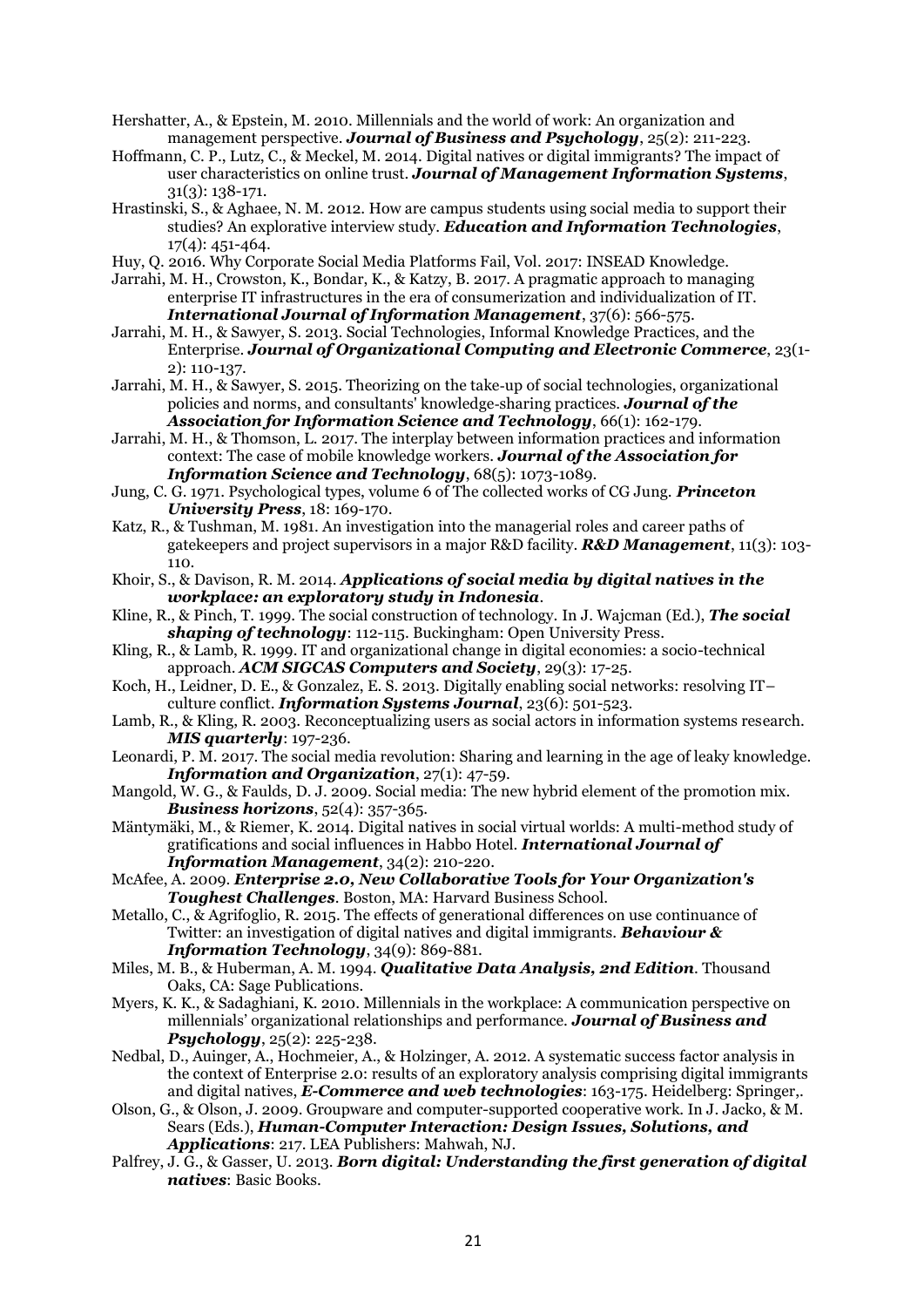Hershatter, A., & Epstein, M. 2010. Millennials and the world of work: An organization and management perspective. ***Journal of Business and Psychology***, 25(2): 211-223.

Hoffmann, C. P., Lutz, C., & Meckel, M. 2014. Digital natives or digital immigrants? The impact of user characteristics on online trust. ***Journal of Management Information Systems***, 31(3): 138-171.

Hrastinski, S., & Aghaee, N. M. 2012. How are campus students using social media to support their studies? An explorative interview study. ***Education and Information Technologies***, 17(4): 451-464.

Huy, Q. 2016. Why Corporate Social Media Platforms Fail, Vol. 2017: INSEAD Knowledge.

Jarrahi, M. H., Crowston, K., Bondar, K., & Katzy, B. 2017. A pragmatic approach to managing enterprise IT infrastructures in the era of consumerization and individualization of IT. ***International Journal of Information Management***, 37(6): 566-575.

Jarrahi, M. H., & Sawyer, S. 2013. Social Technologies, Informal Knowledge Practices, and the Enterprise. ***Journal of Organizational Computing and Electronic Commerce***, 23(1-2): 110-137.

Jarrahi, M. H., & Sawyer, S. 2015. Theorizing on the take-up of social technologies, organizational policies and norms, and consultants' knowledge-sharing practices. ***Journal of the Association for Information Science and Technology***, 66(1): 162-179.

Jarrahi, M. H., & Thomson, L. 2017. The interplay between information practices and information context: The case of mobile knowledge workers. ***Journal of the Association for Information Science and Technology***, 68(5): 1073-1089.

Jung, C. G. 1971. Psychological types, volume 6 of The collected works of CG Jung. ***Princeton University Press***, 18: 169-170.

Katz, R., & Tushman, M. 1981. An investigation into the managerial roles and career paths of gatekeepers and project supervisors in a major R&D facility. ***R&D Management***, 11(3): 103-110.

Khoir, S., & Davison, R. M. 2014. ***Applications of social media by digital natives in the workplace: an exploratory study in Indonesia***.

Kline, R., & Pinch, T. 1999. The social construction of technology. In J. Wajcman (Ed.), ***The social shaping of technology***: 112-115. Buckingham: Open University Press.

Kling, R., & Lamb, R. 1999. IT and organizational change in digital economies: a socio-technical approach. ***ACM SIGCAS Computers and Society***, 29(3): 17-25.

Koch, H., Leidner, D. E., & Gonzalez, E. S. 2013. Digitally enabling social networks: resolving IT–culture conflict. ***Information Systems Journal***, 23(6): 501-523.

Lamb, R., & Kling, R. 2003. Reconceptualizing users as social actors in information systems research. ***MIS quarterly***: 197-236.

Leonardi, P. M. 2017. The social media revolution: Sharing and learning in the age of leaky knowledge. ***Information and Organization***, 27(1): 47-59.

Mangold, W. G., & Faulds, D. J. 2009. Social media: The new hybrid element of the promotion mix. ***Business horizons***, 52(4): 357-365.

Mäntymäki, M., & Riemer, K. 2014. Digital natives in social virtual worlds: A multi-method study of gratifications and social influences in Habbo Hotel. ***International Journal of Information Management***, 34(2): 210-220.

McAfee, A. 2009. ***Enterprise 2.0, New Collaborative Tools for Your Organization's Toughest Challenges***. Boston, MA: Harvard Business School.

Metallo, C., & Agrifoglio, R. 2015. The effects of generational differences on use continuance of Twitter: an investigation of digital natives and digital immigrants. ***Behaviour & Information Technology***, 34(9): 869-881.

Miles, M. B., & Huberman, A. M. 1994. ***Qualitative Data Analysis, 2nd Edition***. Thousand Oaks, CA: Sage Publications.

Myers, K. K., & Sadaghiani, K. 2010. Millennials in the workplace: A communication perspective on millennials' organizational relationships and performance. ***Journal of Business and Psychology***, 25(2): 225-238.

Nedbal, D., Auinger, A., Hochmeier, A., & Holzinger, A. 2012. A systematic success factor analysis in the context of Enterprise 2.0: results of an exploratory analysis comprising digital immigrants and digital natives, ***E-Commerce and web technologies***: 163-175. Heidelberg: Springer,.

Olson, G., & Olson, J. 2009. Groupware and computer-supported cooperative work. In J. Jacko, & M. Sears (Eds.), ***Human-Computer Interaction: Design Issues, Solutions, and Applications***: 217. LEA Publishers: Mahwah, NJ.

Palfrey, J. G., & Gasser, U. 2013. ***Born digital: Understanding the first generation of digital natives***: Basic Books.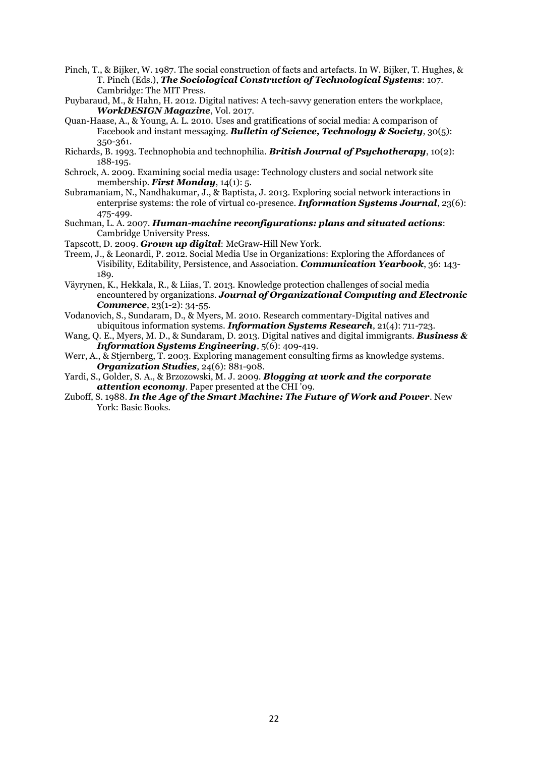Pinch, T., & Bijker, W. 1987. The social construction of facts and artefacts. In W. Bijker, T. Hughes, & T. Pinch (Eds.), ***The Sociological Construction of Technological Systems***: 107. Cambridge: The MIT Press.

Puybaraud, M., & Hahn, H. 2012. Digital natives: A tech-savvy generation enters the workplace, ***WorkDESIGN Magazine***, Vol. 2017.

Quan-Haase, A., & Young, A. L. 2010. Uses and gratifications of social media: A comparison of Facebook and instant messaging. ***Bulletin of Science, Technology & Society***, 30(5): 350-361.

Richards, B. 1993. Technophobia and technophilia. ***British Journal of Psychotherapy***, 10(2): 188-195.

Schrock, A. 2009. Examining social media usage: Technology clusters and social network site membership. ***First Monday***, 14(1): 5.

Subramaniam, N., Nandhakumar, J., & Baptista, J. 2013. Exploring social network interactions in enterprise systems: the role of virtual co-presence. ***Information Systems Journal***, 23(6): 475-499.

Suchman, L. A. 2007. ***Human-machine reconfigurations: plans and situated actions***: Cambridge University Press.

Tapscott, D. 2009. ***Grown up digital***: McGraw-Hill New York.

Treem, J., & Leonardi, P. 2012. Social Media Use in Organizations: Exploring the Affordances of Visibility, Editability, Persistence, and Association. ***Communication Yearbook***, 36: 143-189.

Väyrynen, K., Hekkala, R., & Liias, T. 2013. Knowledge protection challenges of social media encountered by organizations. ***Journal of Organizational Computing and Electronic Commerce***, 23(1-2): 34-55.

Vodanovich, S., Sundaram, D., & Myers, M. 2010. Research commentary-Digital natives and ubiquitous information systems. ***Information Systems Research***, 21(4): 711-723.

Wang, Q. E., Myers, M. D., & Sundaram, D. 2013. Digital natives and digital immigrants. ***Business & Information Systems Engineering***, 5(6): 409-419.

Werr, A., & Stjernberg, T. 2003. Exploring management consulting firms as knowledge systems. ***Organization Studies***, 24(6): 881-908.

Yardi, S., Golder, S. A., & Brzozowski, M. J. 2009. ***Blogging at work and the corporate attention economy***. Paper presented at the CHI '09.

Zuboff, S. 1988. ***In the Age of the Smart Machine: The Future of Work and Power***. New York: Basic Books.